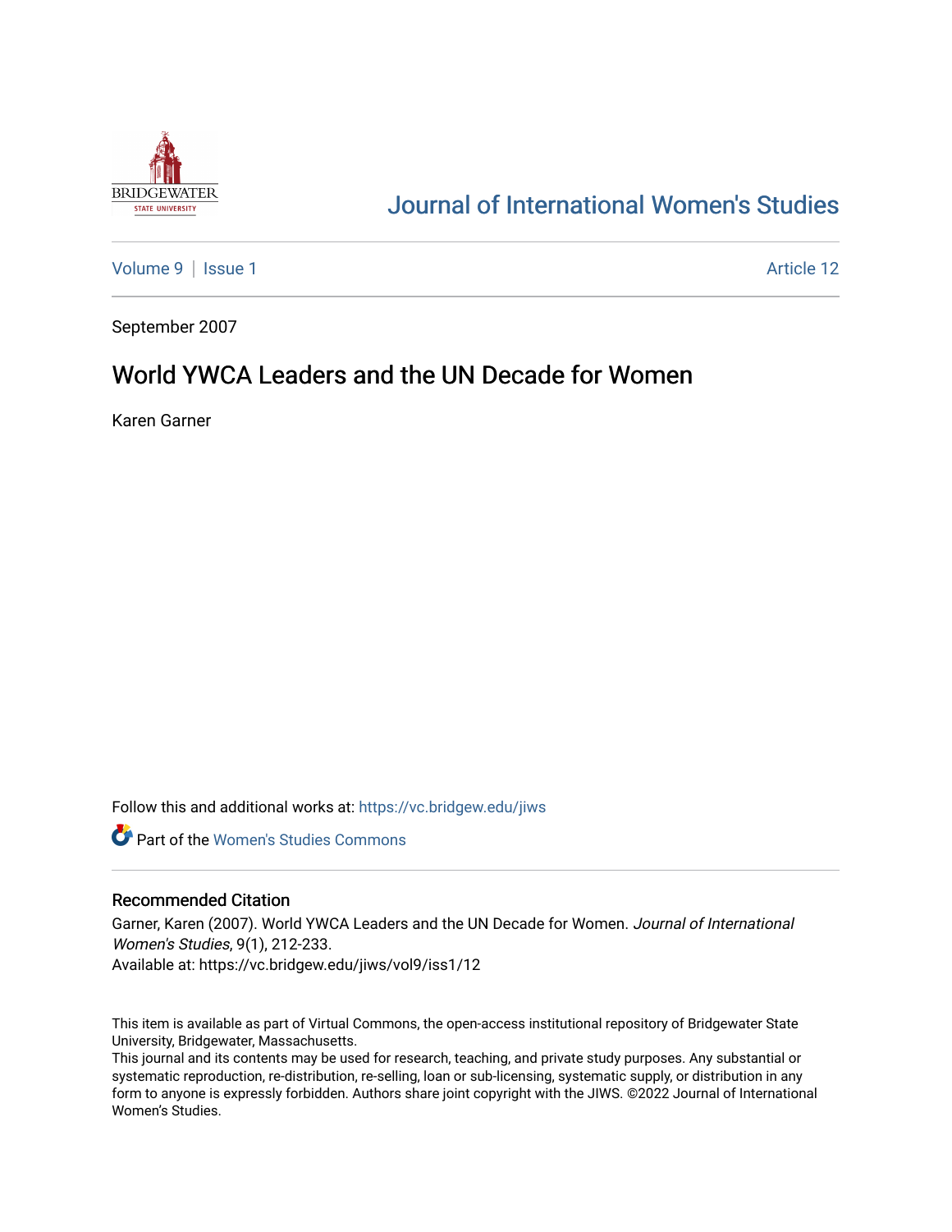# Journal of International Women's Studies

Volume 9 | Issue 1 | Article 12

September 2007

## World YWCA Leaders and the UN Decade for Women

Karen Garner

Follow this and additional works at: https://vc.bridgew.edu/jiws

Part of the Women's Studies Commons

### Recommended Citation

Garner, Karen (2007). World YWCA Leaders and the UN Decade for Women. *Journal of International Women's Studies*, 9(1), 212-233.
Available at: https://vc.bridgew.edu/jiws/vol9/iss1/12

This item is available as part of Virtual Commons, the open-access institutional repository of Bridgewater State University, Bridgewater, Massachusetts.
This journal and its contents may be used for research, teaching, and private study purposes. Any substantial or systematic reproduction, re-distribution, re-selling, loan or sub-licensing, systematic supply, or distribution in any form to anyone is expressly forbidden. Authors share joint copyright with the JIWS. ©2022 Journal of International Women's Studies.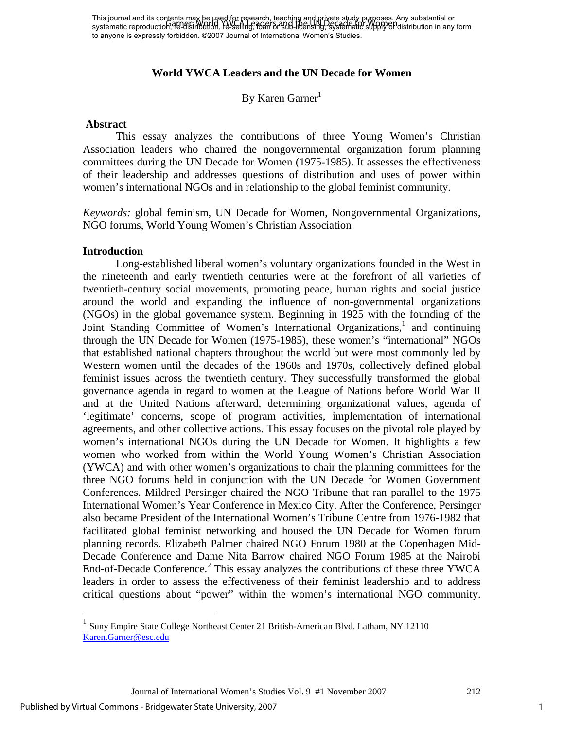This journal and its contents may be used for research, teaching and private study purposes. Any substantial or systematic reproduction, re-distribution, re-selling, loan or sub-licensing, systematic supply or distribution in any form to anyone is expressly forbidden. ©2007 Journal of International Women's Studies.

# World YWCA Leaders and the UN Decade for Women

By Karen Garner[1]

## Abstract

This essay analyzes the contributions of three Young Women's Christian Association leaders who chaired the nongovernmental organization forum planning committees during the UN Decade for Women (1975-1985). It assesses the effectiveness of their leadership and addresses questions of distribution and uses of power within women's international NGOs and in relationship to the global feminist community.

*Keywords:* global feminism, UN Decade for Women, Nongovernmental Organizations, NGO forums, World Young Women's Christian Association

## Introduction

Long-established liberal women's voluntary organizations founded in the West in the nineteenth and early twentieth centuries were at the forefront of all varieties of twentieth-century social movements, promoting peace, human rights and social justice around the world and expanding the influence of non-governmental organizations (NGOs) in the global governance system. Beginning in 1925 with the founding of the Joint Standing Committee of Women's International Organizations,[1] and continuing through the UN Decade for Women (1975-1985), these women's "international" NGOs that established national chapters throughout the world but were most commonly led by Western women until the decades of the 1960s and 1970s, collectively defined global feminist issues across the twentieth century. They successfully transformed the global governance agenda in regard to women at the League of Nations before World War II and at the United Nations afterward, determining organizational values, agenda of 'legitimate' concerns, scope of program activities, implementation of international agreements, and other collective actions. This essay focuses on the pivotal role played by women's international NGOs during the UN Decade for Women. It highlights a few women who worked from within the World Young Women's Christian Association (YWCA) and with other women's organizations to chair the planning committees for the three NGO forums held in conjunction with the UN Decade for Women Government Conferences. Mildred Persinger chaired the NGO Tribune that ran parallel to the 1975 International Women's Year Conference in Mexico City. After the Conference, Persinger also became President of the International Women's Tribune Centre from 1976-1982 that facilitated global feminist networking and housed the UN Decade for Women forum planning records. Elizabeth Palmer chaired NGO Forum 1980 at the Copenhagen Mid-Decade Conference and Dame Nita Barrow chaired NGO Forum 1985 at the Nairobi End-of-Decade Conference.[2] This essay analyzes the contributions of these three YWCA leaders in order to assess the effectiveness of their feminist leadership and to address critical questions about "power" within the women's international NGO community.

---

[1] Suny Empire State College Northeast Center 21 British-American Blvd. Latham, NY 12110 Karen.Garner@esc.edu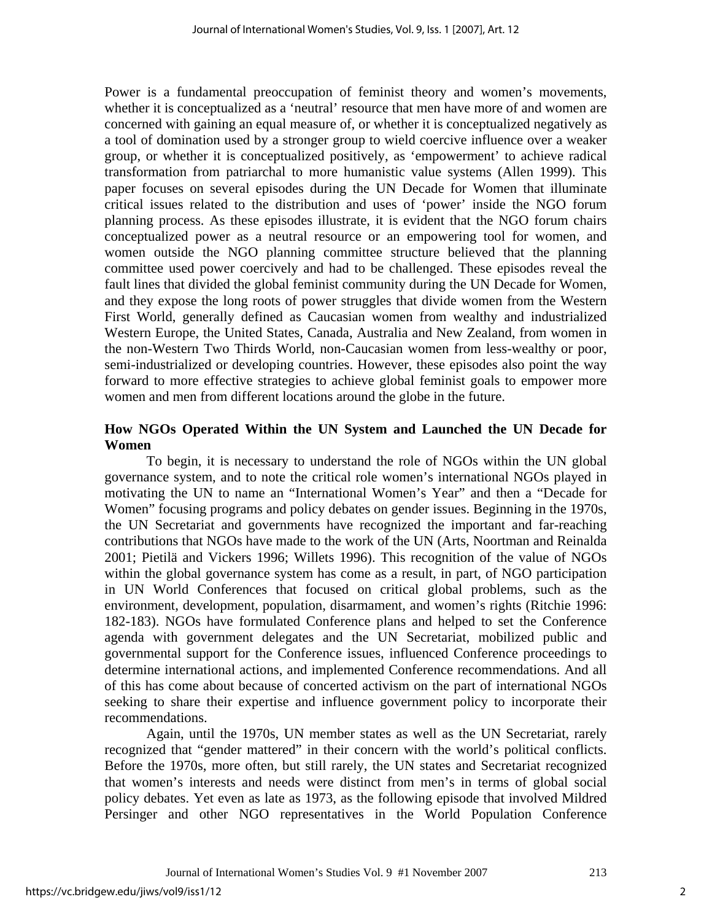Power is a fundamental preoccupation of feminist theory and women's movements, whether it is conceptualized as a 'neutral' resource that men have more of and women are concerned with gaining an equal measure of, or whether it is conceptualized negatively as a tool of domination used by a stronger group to wield coercive influence over a weaker group, or whether it is conceptualized positively, as 'empowerment' to achieve radical transformation from patriarchal to more humanistic value systems (Allen 1999). This paper focuses on several episodes during the UN Decade for Women that illuminate critical issues related to the distribution and uses of 'power' inside the NGO forum planning process. As these episodes illustrate, it is evident that the NGO forum chairs conceptualized power as a neutral resource or an empowering tool for women, and women outside the NGO planning committee structure believed that the planning committee used power coercively and had to be challenged. These episodes reveal the fault lines that divided the global feminist community during the UN Decade for Women, and they expose the long roots of power struggles that divide women from the Western First World, generally defined as Caucasian women from wealthy and industrialized Western Europe, the United States, Canada, Australia and New Zealand, from women in the non-Western Two Thirds World, non-Caucasian women from less-wealthy or poor, semi-industrialized or developing countries. However, these episodes also point the way forward to more effective strategies to achieve global feminist goals to empower more women and men from different locations around the globe in the future.

## How NGOs Operated Within the UN System and Launched the UN Decade for Women

To begin, it is necessary to understand the role of NGOs within the UN global governance system, and to note the critical role women's international NGOs played in motivating the UN to name an "International Women's Year" and then a "Decade for Women" focusing programs and policy debates on gender issues. Beginning in the 1970s, the UN Secretariat and governments have recognized the important and far-reaching contributions that NGOs have made to the work of the UN (Arts, Noortman and Reinalda 2001; Pietilä and Vickers 1996; Willets 1996). This recognition of the value of NGOs within the global governance system has come as a result, in part, of NGO participation in UN World Conferences that focused on critical global problems, such as the environment, development, population, disarmament, and women's rights (Ritchie 1996: 182-183). NGOs have formulated Conference plans and helped to set the Conference agenda with government delegates and the UN Secretariat, mobilized public and governmental support for the Conference issues, influenced Conference proceedings to determine international actions, and implemented Conference recommendations. And all of this has come about because of concerted activism on the part of international NGOs seeking to share their expertise and influence government policy to incorporate their recommendations.

Again, until the 1970s, UN member states as well as the UN Secretariat, rarely recognized that "gender mattered" in their concern with the world's political conflicts. Before the 1970s, more often, but still rarely, the UN states and Secretariat recognized that women's interests and needs were distinct from men's in terms of global social policy debates. Yet even as late as 1973, as the following episode that involved Mildred Persinger and other NGO representatives in the World Population Conference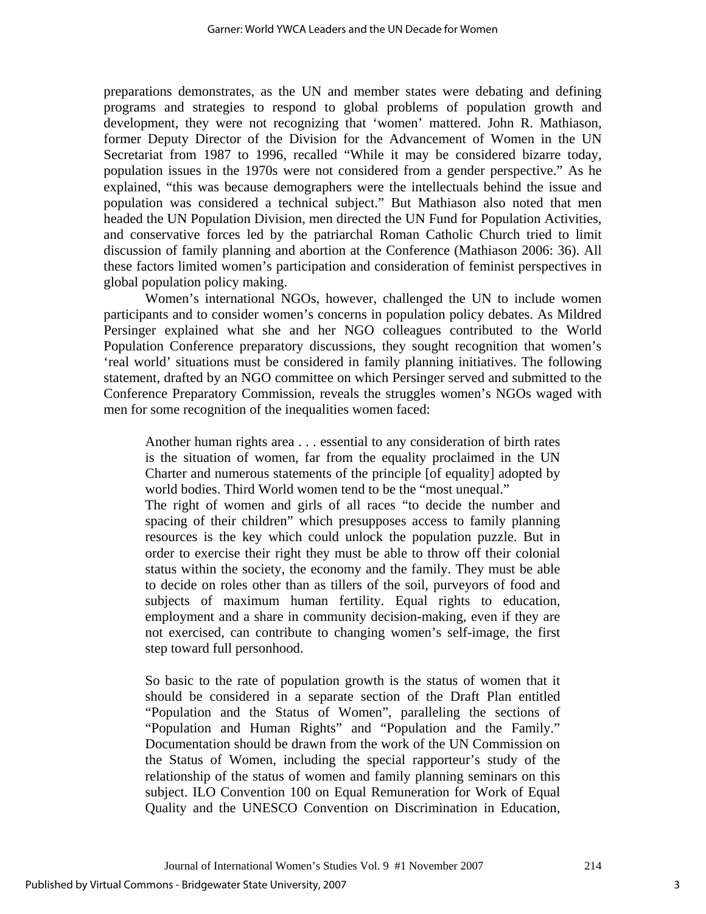preparations demonstrates, as the UN and member states were debating and defining programs and strategies to respond to global problems of population growth and development, they were not recognizing that 'women' mattered. John R. Mathiason, former Deputy Director of the Division for the Advancement of Women in the UN Secretariat from 1987 to 1996, recalled "While it may be considered bizarre today, population issues in the 1970s were not considered from a gender perspective." As he explained, "this was because demographers were the intellectuals behind the issue and population was considered a technical subject." But Mathiason also noted that men headed the UN Population Division, men directed the UN Fund for Population Activities, and conservative forces led by the patriarchal Roman Catholic Church tried to limit discussion of family planning and abortion at the Conference (Mathiason 2006: 36). All these factors limited women's participation and consideration of feminist perspectives in global population policy making.

Women's international NGOs, however, challenged the UN to include women participants and to consider women's concerns in population policy debates. As Mildred Persinger explained what she and her NGO colleagues contributed to the World Population Conference preparatory discussions, they sought recognition that women's 'real world' situations must be considered in family planning initiatives. The following statement, drafted by an NGO committee on which Persinger served and submitted to the Conference Preparatory Commission, reveals the struggles women's NGOs waged with men for some recognition of the inequalities women faced:

> Another human rights area . . . essential to any consideration of birth rates is the situation of women, far from the equality proclaimed in the UN Charter and numerous statements of the principle [of equality] adopted by world bodies. Third World women tend to be the "most unequal."
> The right of women and girls of all races "to decide the number and spacing of their children" which presupposes access to family planning resources is the key which could unlock the population puzzle. But in order to exercise their right they must be able to throw off their colonial status within the society, the economy and the family. They must be able to decide on roles other than as tillers of the soil, purveyors of food and subjects of maximum human fertility. Equal rights to education, employment and a share in community decision-making, even if they are not exercised, can contribute to changing women's self-image, the first step toward full personhood.
>
> So basic to the rate of population growth is the status of women that it should be considered in a separate section of the Draft Plan entitled "Population and the Status of Women", paralleling the sections of "Population and Human Rights" and "Population and the Family." Documentation should be drawn from the work of the UN Commission on the Status of Women, including the special rapporteur's study of the relationship of the status of women and family planning seminars on this subject. ILO Convention 100 on Equal Remuneration for Work of Equal Quality and the UNESCO Convention on Discrimination in Education,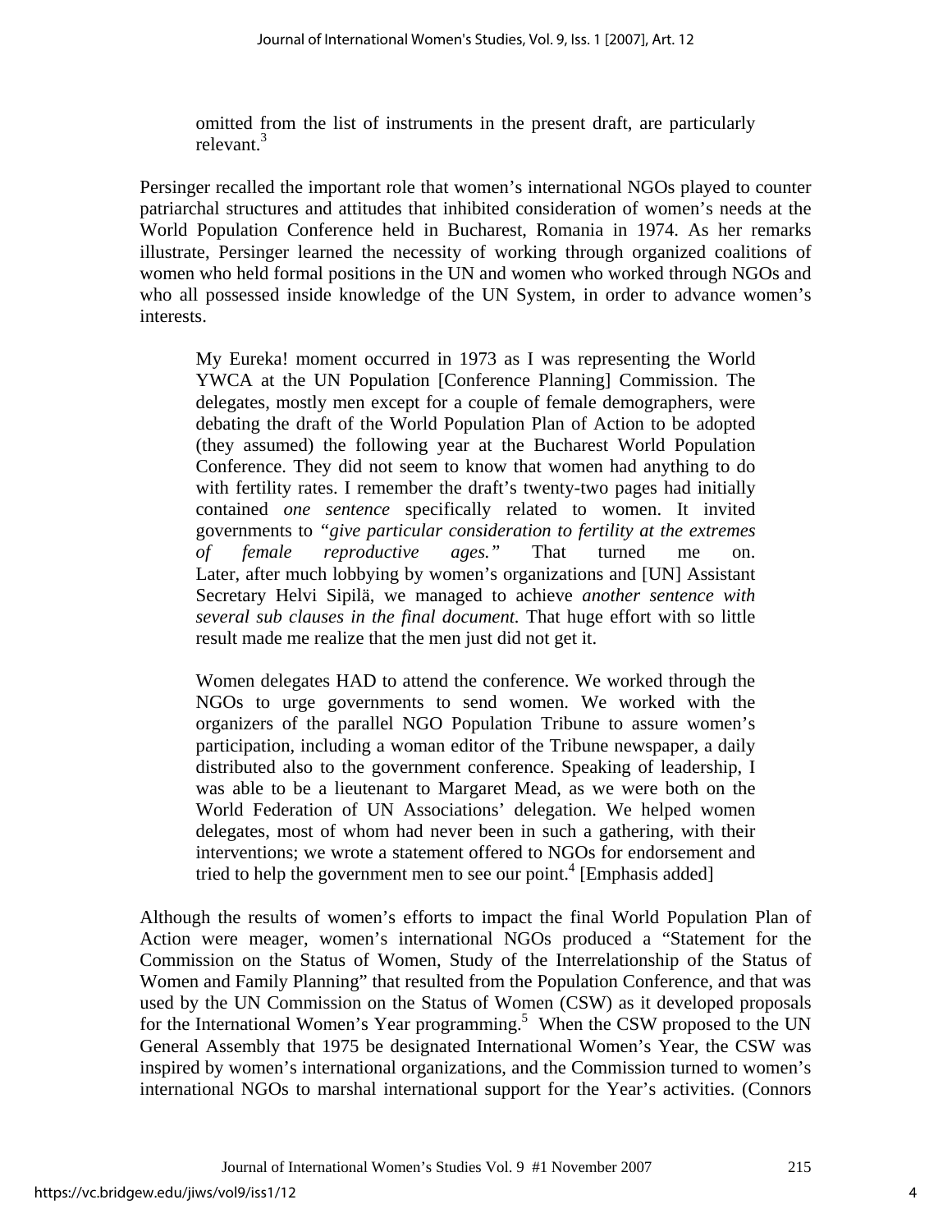> omitted from the list of instruments in the present draft, are particularly relevant.[3]

Persinger recalled the important role that women's international NGOs played to counter patriarchal structures and attitudes that inhibited consideration of women's needs at the World Population Conference held in Bucharest, Romania in 1974. As her remarks illustrate, Persinger learned the necessity of working through organized coalitions of women who held formal positions in the UN and women who worked through NGOs and who all possessed inside knowledge of the UN System, in order to advance women's interests.

> My Eureka! moment occurred in 1973 as I was representing the World YWCA at the UN Population [Conference Planning] Commission. The delegates, mostly men except for a couple of female demographers, were debating the draft of the World Population Plan of Action to be adopted (they assumed) the following year at the Bucharest World Population Conference. They did not seem to know that women had anything to do with fertility rates. I remember the draft's twenty-two pages had initially contained *one sentence* specifically related to women. It invited governments to *"give particular consideration to fertility at the extremes of female reproductive ages."* That turned me on. Later, after much lobbying by women's organizations and [UN] Assistant Secretary Helvi Sipilä, we managed to achieve *another sentence with several sub clauses in the final document.* That huge effort with so little result made me realize that the men just did not get it.
>
> Women delegates HAD to attend the conference. We worked through the NGOs to urge governments to send women. We worked with the organizers of the parallel NGO Population Tribune to assure women's participation, including a woman editor of the Tribune newspaper, a daily distributed also to the government conference. Speaking of leadership, I was able to be a lieutenant to Margaret Mead, as we were both on the World Federation of UN Associations' delegation. We helped women delegates, most of whom had never been in such a gathering, with their interventions; we wrote a statement offered to NGOs for endorsement and tried to help the government men to see our point.[4] [Emphasis added]

Although the results of women's efforts to impact the final World Population Plan of Action were meager, women's international NGOs produced a "Statement for the Commission on the Status of Women, Study of the Interrelationship of the Status of Women and Family Planning" that resulted from the Population Conference, and that was used by the UN Commission on the Status of Women (CSW) as it developed proposals for the International Women's Year programming.[5] When the CSW proposed to the UN General Assembly that 1975 be designated International Women's Year, the CSW was inspired by women's international organizations, and the Commission turned to women's international NGOs to marshal international support for the Year's activities. (Connors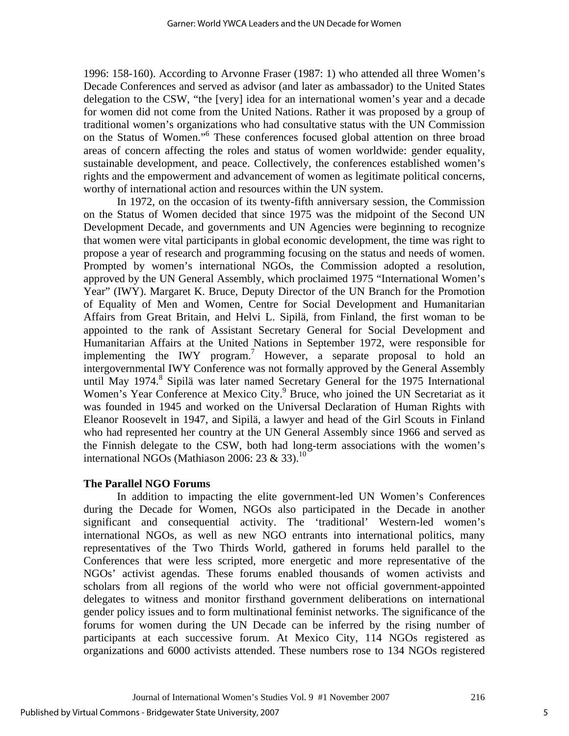1996: 158-160). According to Arvonne Fraser (1987: 1) who attended all three Women's Decade Conferences and served as advisor (and later as ambassador) to the United States delegation to the CSW, "the [very] idea for an international women's year and a decade for women did not come from the United Nations. Rather it was proposed by a group of traditional women's organizations who had consultative status with the UN Commission on the Status of Women."[6] These conferences focused global attention on three broad areas of concern affecting the roles and status of women worldwide: gender equality, sustainable development, and peace. Collectively, the conferences established women's rights and the empowerment and advancement of women as legitimate political concerns, worthy of international action and resources within the UN system.

In 1972, on the occasion of its twenty-fifth anniversary session, the Commission on the Status of Women decided that since 1975 was the midpoint of the Second UN Development Decade, and governments and UN Agencies were beginning to recognize that women were vital participants in global economic development, the time was right to propose a year of research and programming focusing on the status and needs of women. Prompted by women's international NGOs, the Commission adopted a resolution, approved by the UN General Assembly, which proclaimed 1975 "International Women's Year" (IWY). Margaret K. Bruce, Deputy Director of the UN Branch for the Promotion of Equality of Men and Women, Centre for Social Development and Humanitarian Affairs from Great Britain, and Helvi L. Sipilä, from Finland, the first woman to be appointed to the rank of Assistant Secretary General for Social Development and Humanitarian Affairs at the United Nations in September 1972, were responsible for implementing the IWY program.[7] However, a separate proposal to hold an intergovernmental IWY Conference was not formally approved by the General Assembly until May 1974.[8] Sipilä was later named Secretary General for the 1975 International Women's Year Conference at Mexico City.[9] Bruce, who joined the UN Secretariat as it was founded in 1945 and worked on the Universal Declaration of Human Rights with Eleanor Roosevelt in 1947, and Sipilä, a lawyer and head of the Girl Scouts in Finland who had represented her country at the UN General Assembly since 1966 and served as the Finnish delegate to the CSW, both had long-term associations with the women's international NGOs (Mathiason 2006: 23 & 33).[10]

**The Parallel NGO Forums**

In addition to impacting the elite government-led UN Women's Conferences during the Decade for Women, NGOs also participated in the Decade in another significant and consequential activity. The 'traditional' Western-led women's international NGOs, as well as new NGO entrants into international politics, many representatives of the Two Thirds World, gathered in forums held parallel to the Conferences that were less scripted, more energetic and more representative of the NGOs' activist agendas. These forums enabled thousands of women activists and scholars from all regions of the world who were not official government-appointed delegates to witness and monitor firsthand government deliberations on international gender policy issues and to form multinational feminist networks. The significance of the forums for women during the UN Decade can be inferred by the rising number of participants at each successive forum. At Mexico City, 114 NGOs registered as organizations and 6000 activists attended. These numbers rose to 134 NGOs registered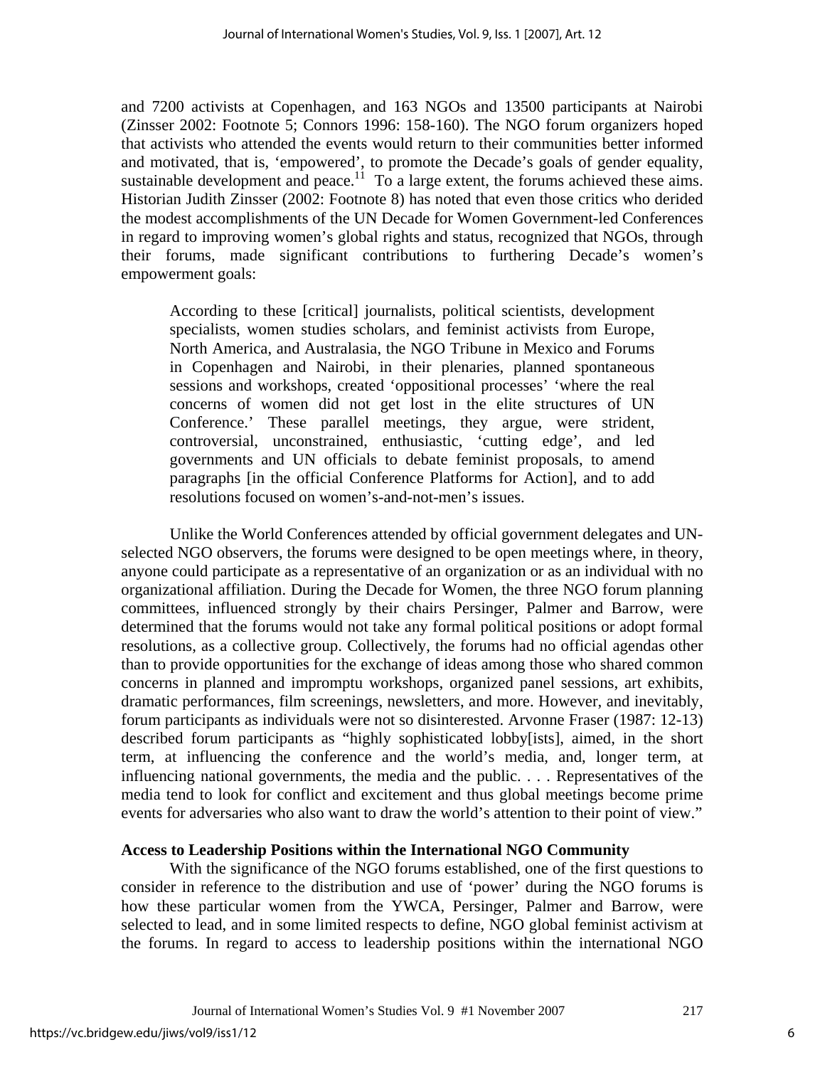and 7200 activists at Copenhagen, and 163 NGOs and 13500 participants at Nairobi (Zinsser 2002: Footnote 5; Connors 1996: 158-160). The NGO forum organizers hoped that activists who attended the events would return to their communities better informed and motivated, that is, 'empowered', to promote the Decade's goals of gender equality, sustainable development and peace.[11] To a large extent, the forums achieved these aims. Historian Judith Zinsser (2002: Footnote 8) has noted that even those critics who derided the modest accomplishments of the UN Decade for Women Government-led Conferences in regard to improving women's global rights and status, recognized that NGOs, through their forums, made significant contributions to furthering Decade's women's empowerment goals:

> According to these [critical] journalists, political scientists, development specialists, women studies scholars, and feminist activists from Europe, North America, and Australasia, the NGO Tribune in Mexico and Forums in Copenhagen and Nairobi, in their plenaries, planned spontaneous sessions and workshops, created 'oppositional processes' 'where the real concerns of women did not get lost in the elite structures of UN Conference.' These parallel meetings, they argue, were strident, controversial, unconstrained, enthusiastic, 'cutting edge', and led governments and UN officials to debate feminist proposals, to amend paragraphs [in the official Conference Platforms for Action], and to add resolutions focused on women's-and-not-men's issues.

Unlike the World Conferences attended by official government delegates and UN-selected NGO observers, the forums were designed to be open meetings where, in theory, anyone could participate as a representative of an organization or as an individual with no organizational affiliation. During the Decade for Women, the three NGO forum planning committees, influenced strongly by their chairs Persinger, Palmer and Barrow, were determined that the forums would not take any formal political positions or adopt formal resolutions, as a collective group. Collectively, the forums had no official agendas other than to provide opportunities for the exchange of ideas among those who shared common concerns in planned and impromptu workshops, organized panel sessions, art exhibits, dramatic performances, film screenings, newsletters, and more. However, and inevitably, forum participants as individuals were not so disinterested. Arvonne Fraser (1987: 12-13) described forum participants as "highly sophisticated lobby[ists], aimed, in the short term, at influencing the conference and the world's media, and, longer term, at influencing national governments, the media and the public. . . . Representatives of the media tend to look for conflict and excitement and thus global meetings become prime events for adversaries who also want to draw the world's attention to their point of view."

### Access to Leadership Positions within the International NGO Community

With the significance of the NGO forums established, one of the first questions to consider in reference to the distribution and use of 'power' during the NGO forums is how these particular women from the YWCA, Persinger, Palmer and Barrow, were selected to lead, and in some limited respects to define, NGO global feminist activism at the forums. In regard to access to leadership positions within the international NGO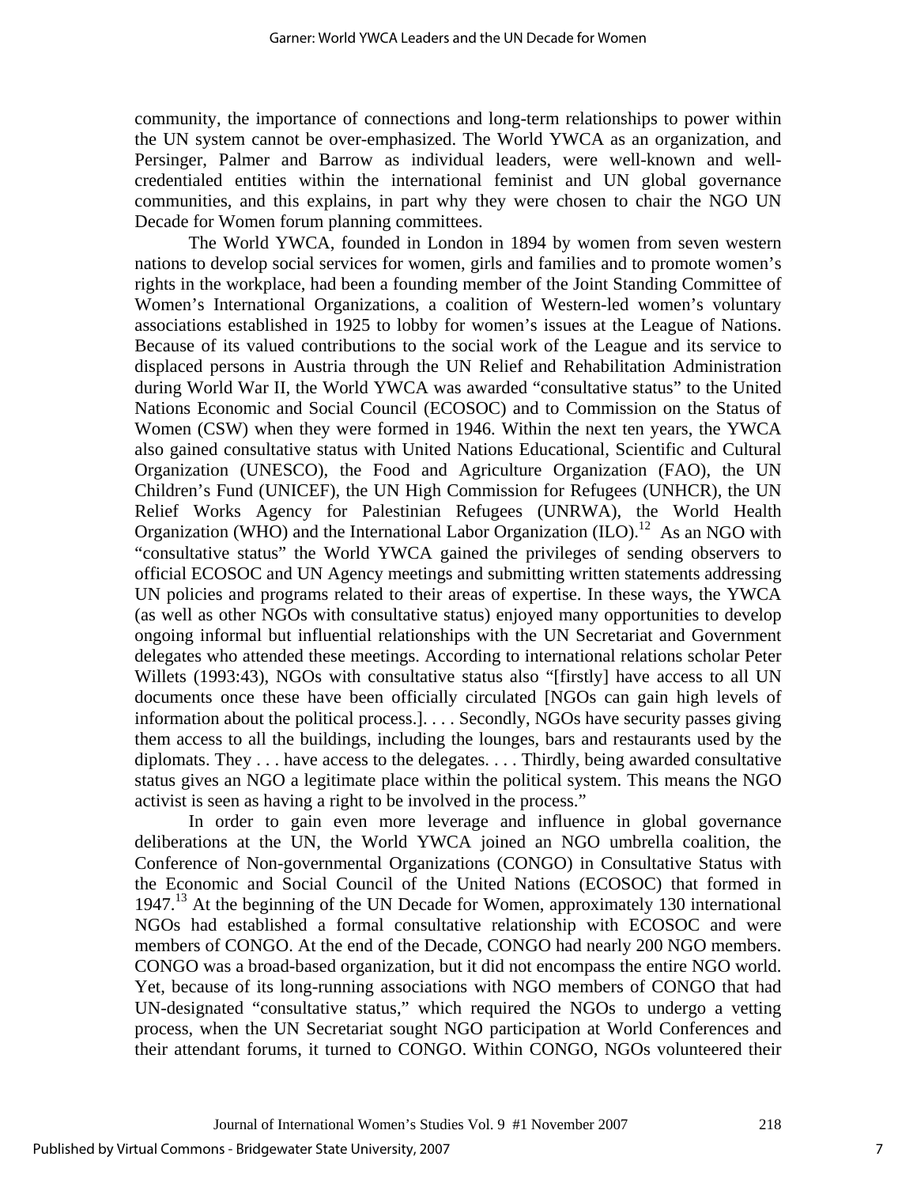community, the importance of connections and long-term relationships to power within the UN system cannot be over-emphasized. The World YWCA as an organization, and Persinger, Palmer and Barrow as individual leaders, were well-known and well-credentialed entities within the international feminist and UN global governance communities, and this explains, in part why they were chosen to chair the NGO UN Decade for Women forum planning committees.

The World YWCA, founded in London in 1894 by women from seven western nations to develop social services for women, girls and families and to promote women's rights in the workplace, had been a founding member of the Joint Standing Committee of Women's International Organizations, a coalition of Western-led women's voluntary associations established in 1925 to lobby for women's issues at the League of Nations. Because of its valued contributions to the social work of the League and its service to displaced persons in Austria through the UN Relief and Rehabilitation Administration during World War II, the World YWCA was awarded "consultative status" to the United Nations Economic and Social Council (ECOSOC) and to Commission on the Status of Women (CSW) when they were formed in 1946. Within the next ten years, the YWCA also gained consultative status with United Nations Educational, Scientific and Cultural Organization (UNESCO), the Food and Agriculture Organization (FAO), the UN Children's Fund (UNICEF), the UN High Commission for Refugees (UNHCR), the UN Relief Works Agency for Palestinian Refugees (UNRWA), the World Health Organization (WHO) and the International Labor Organization (ILO).[12] As an NGO with "consultative status" the World YWCA gained the privileges of sending observers to official ECOSOC and UN Agency meetings and submitting written statements addressing UN policies and programs related to their areas of expertise. In these ways, the YWCA (as well as other NGOs with consultative status) enjoyed many opportunities to develop ongoing informal but influential relationships with the UN Secretariat and Government delegates who attended these meetings. According to international relations scholar Peter Willets (1993:43), NGOs with consultative status also "[firstly] have access to all UN documents once these have been officially circulated [NGOs can gain high levels of information about the political process.]. . . . Secondly, NGOs have security passes giving them access to all the buildings, including the lounges, bars and restaurants used by the diplomats. They . . . have access to the delegates. . . . Thirdly, being awarded consultative status gives an NGO a legitimate place within the political system. This means the NGO activist is seen as having a right to be involved in the process."

In order to gain even more leverage and influence in global governance deliberations at the UN, the World YWCA joined an NGO umbrella coalition, the Conference of Non-governmental Organizations (CONGO) in Consultative Status with the Economic and Social Council of the United Nations (ECOSOC) that formed in 1947.[13] At the beginning of the UN Decade for Women, approximately 130 international NGOs had established a formal consultative relationship with ECOSOC and were members of CONGO. At the end of the Decade, CONGO had nearly 200 NGO members. CONGO was a broad-based organization, but it did not encompass the entire NGO world. Yet, because of its long-running associations with NGO members of CONGO that had UN-designated "consultative status," which required the NGOs to undergo a vetting process, when the UN Secretariat sought NGO participation at World Conferences and their attendant forums, it turned to CONGO. Within CONGO, NGOs volunteered their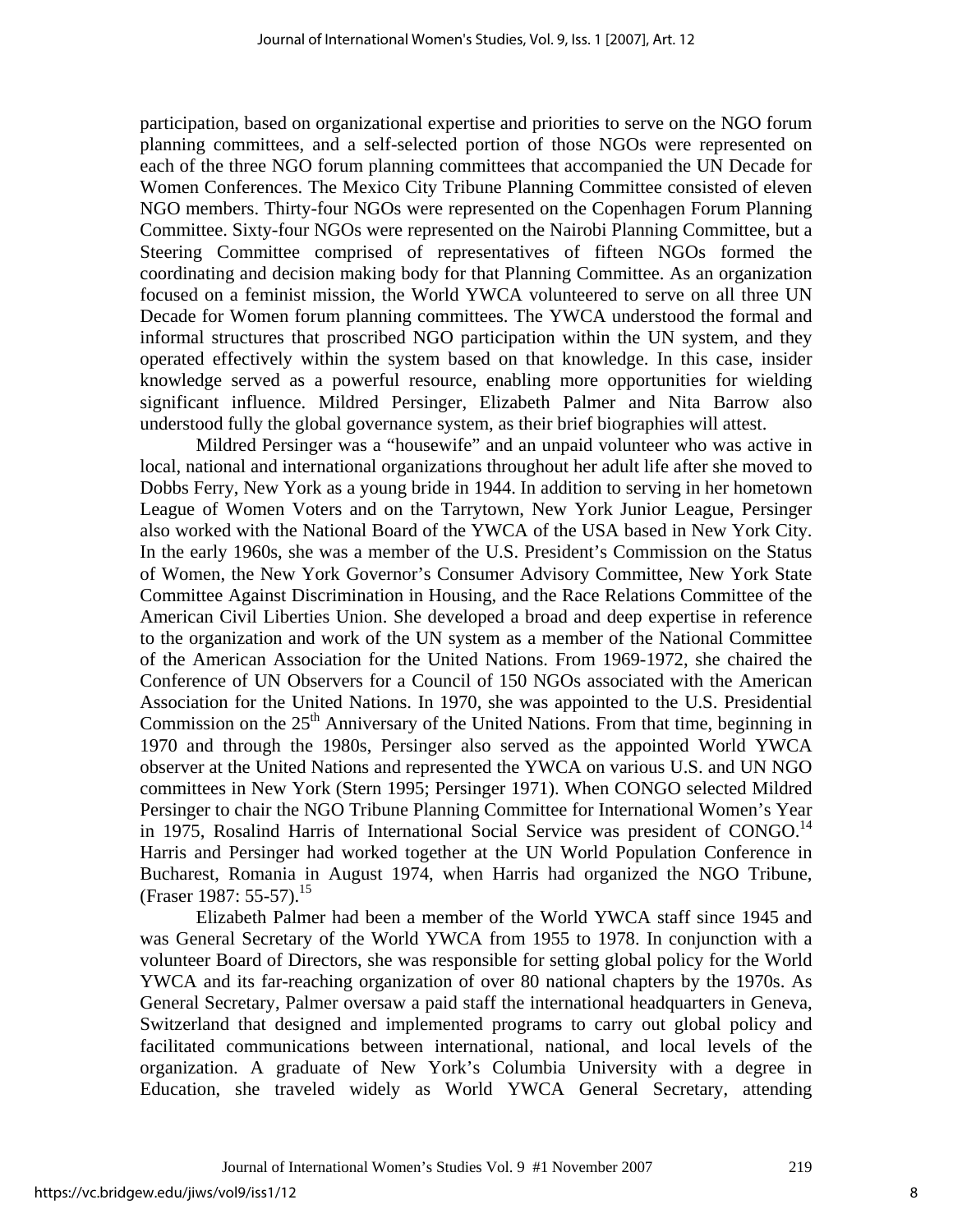participation, based on organizational expertise and priorities to serve on the NGO forum planning committees, and a self-selected portion of those NGOs were represented on each of the three NGO forum planning committees that accompanied the UN Decade for Women Conferences. The Mexico City Tribune Planning Committee consisted of eleven NGO members. Thirty-four NGOs were represented on the Copenhagen Forum Planning Committee. Sixty-four NGOs were represented on the Nairobi Planning Committee, but a Steering Committee comprised of representatives of fifteen NGOs formed the coordinating and decision making body for that Planning Committee. As an organization focused on a feminist mission, the World YWCA volunteered to serve on all three UN Decade for Women forum planning committees. The YWCA understood the formal and informal structures that proscribed NGO participation within the UN system, and they operated effectively within the system based on that knowledge. In this case, insider knowledge served as a powerful resource, enabling more opportunities for wielding significant influence. Mildred Persinger, Elizabeth Palmer and Nita Barrow also understood fully the global governance system, as their brief biographies will attest.

Mildred Persinger was a "housewife" and an unpaid volunteer who was active in local, national and international organizations throughout her adult life after she moved to Dobbs Ferry, New York as a young bride in 1944. In addition to serving in her hometown League of Women Voters and on the Tarrytown, New York Junior League, Persinger also worked with the National Board of the YWCA of the USA based in New York City. In the early 1960s, she was a member of the U.S. President's Commission on the Status of Women, the New York Governor's Consumer Advisory Committee, New York State Committee Against Discrimination in Housing, and the Race Relations Committee of the American Civil Liberties Union. She developed a broad and deep expertise in reference to the organization and work of the UN system as a member of the National Committee of the American Association for the United Nations. From 1969-1972, she chaired the Conference of UN Observers for a Council of 150 NGOs associated with the American Association for the United Nations. In 1970, she was appointed to the U.S. Presidential Commission on the 25th Anniversary of the United Nations. From that time, beginning in 1970 and through the 1980s, Persinger also served as the appointed World YWCA observer at the United Nations and represented the YWCA on various U.S. and UN NGO committees in New York (Stern 1995; Persinger 1971). When CONGO selected Mildred Persinger to chair the NGO Tribune Planning Committee for International Women's Year in 1975, Rosalind Harris of International Social Service was president of CONGO.[14] Harris and Persinger had worked together at the UN World Population Conference in Bucharest, Romania in August 1974, when Harris had organized the NGO Tribune, (Fraser 1987: 55-57).[15]

Elizabeth Palmer had been a member of the World YWCA staff since 1945 and was General Secretary of the World YWCA from 1955 to 1978. In conjunction with a volunteer Board of Directors, she was responsible for setting global policy for the World YWCA and its far-reaching organization of over 80 national chapters by the 1970s. As General Secretary, Palmer oversaw a paid staff the international headquarters in Geneva, Switzerland that designed and implemented programs to carry out global policy and facilitated communications between international, national, and local levels of the organization. A graduate of New York's Columbia University with a degree in Education, she traveled widely as World YWCA General Secretary, attending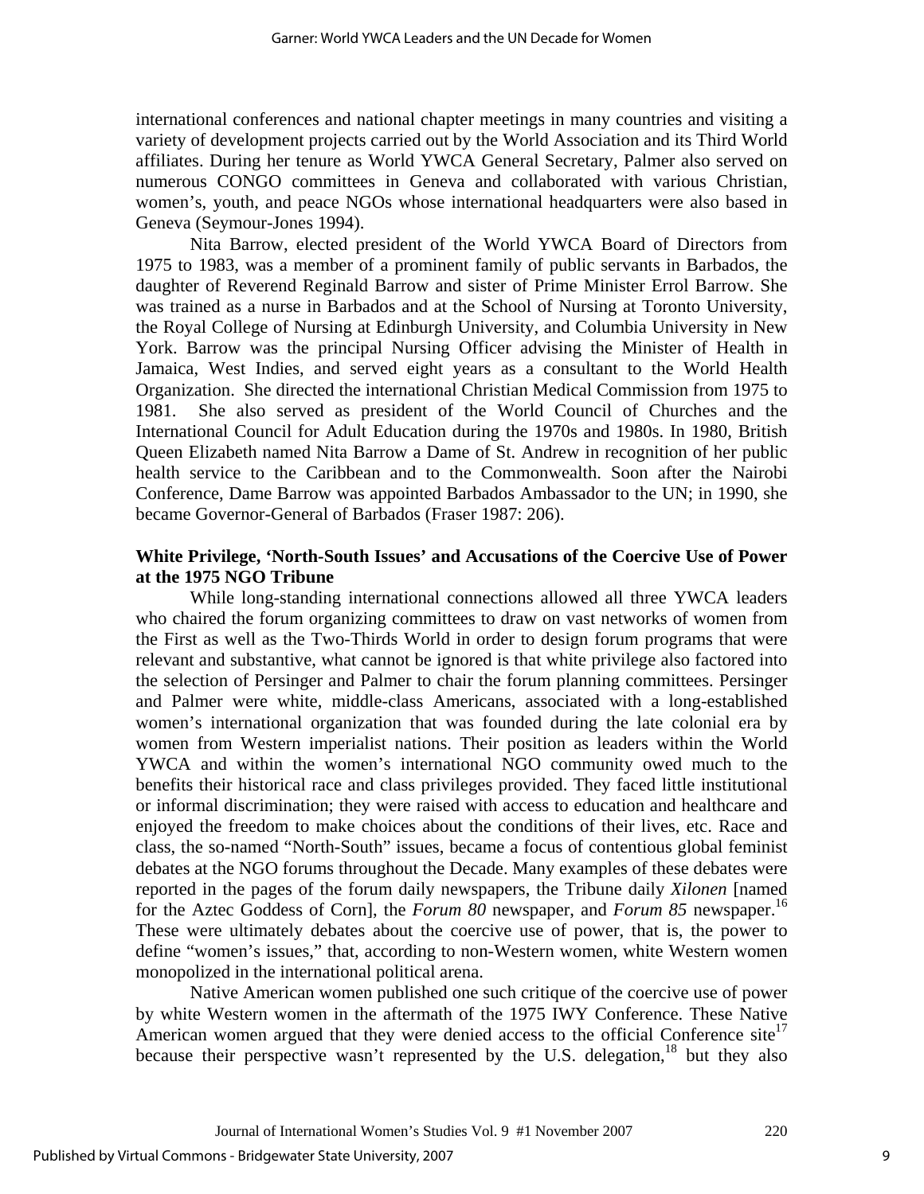international conferences and national chapter meetings in many countries and visiting a variety of development projects carried out by the World Association and its Third World affiliates. During her tenure as World YWCA General Secretary, Palmer also served on numerous CONGO committees in Geneva and collaborated with various Christian, women's, youth, and peace NGOs whose international headquarters were also based in Geneva (Seymour-Jones 1994).

Nita Barrow, elected president of the World YWCA Board of Directors from 1975 to 1983, was a member of a prominent family of public servants in Barbados, the daughter of Reverend Reginald Barrow and sister of Prime Minister Errol Barrow. She was trained as a nurse in Barbados and at the School of Nursing at Toronto University, the Royal College of Nursing at Edinburgh University, and Columbia University in New York. Barrow was the principal Nursing Officer advising the Minister of Health in Jamaica, West Indies, and served eight years as a consultant to the World Health Organization. She directed the international Christian Medical Commission from 1975 to 1981. She also served as president of the World Council of Churches and the International Council for Adult Education during the 1970s and 1980s. In 1980, British Queen Elizabeth named Nita Barrow a Dame of St. Andrew in recognition of her public health service to the Caribbean and to the Commonwealth. Soon after the Nairobi Conference, Dame Barrow was appointed Barbados Ambassador to the UN; in 1990, she became Governor-General of Barbados (Fraser 1987: 206).

## White Privilege, 'North-South Issues' and Accusations of the Coercive Use of Power at the 1975 NGO Tribune

While long-standing international connections allowed all three YWCA leaders who chaired the forum organizing committees to draw on vast networks of women from the First as well as the Two-Thirds World in order to design forum programs that were relevant and substantive, what cannot be ignored is that white privilege also factored into the selection of Persinger and Palmer to chair the forum planning committees. Persinger and Palmer were white, middle-class Americans, associated with a long-established women's international organization that was founded during the late colonial era by women from Western imperialist nations. Their position as leaders within the World YWCA and within the women's international NGO community owed much to the benefits their historical race and class privileges provided. They faced little institutional or informal discrimination; they were raised with access to education and healthcare and enjoyed the freedom to make choices about the conditions of their lives, etc. Race and class, the so-named "North-South" issues, became a focus of contentious global feminist debates at the NGO forums throughout the Decade. Many examples of these debates were reported in the pages of the forum daily newspapers, the Tribune daily *Xilonen* [named for the Aztec Goddess of Corn], the *Forum 80* newspaper, and *Forum 85* newspaper.[16] These were ultimately debates about the coercive use of power, that is, the power to define "women's issues," that, according to non-Western women, white Western women monopolized in the international political arena.

Native American women published one such critique of the coercive use of power by white Western women in the aftermath of the 1975 IWY Conference. These Native American women argued that they were denied access to the official Conference site[17] because their perspective wasn't represented by the U.S. delegation,[18] but they also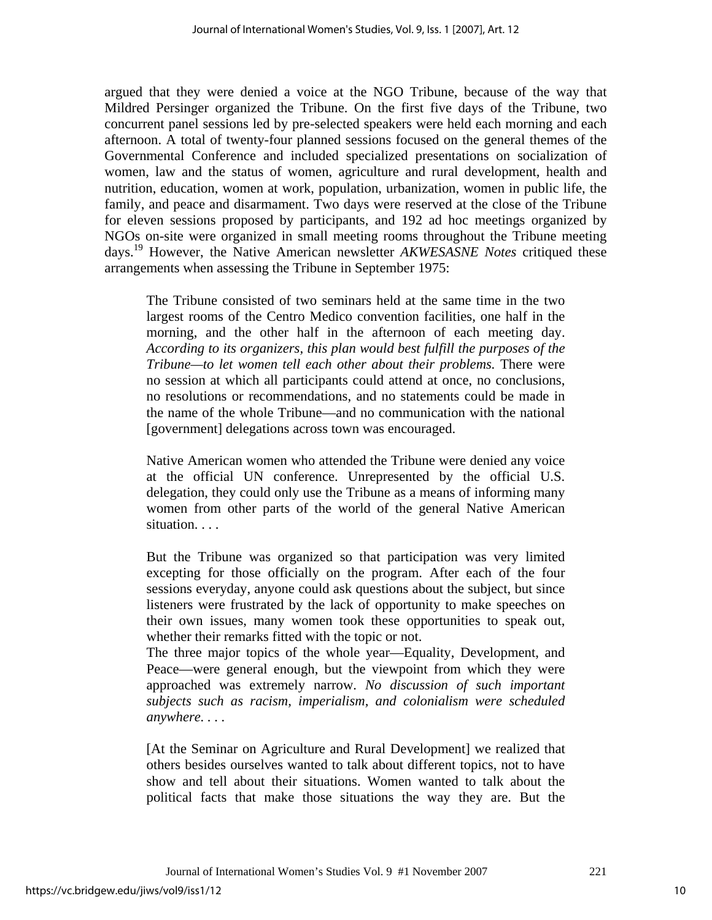argued that they were denied a voice at the NGO Tribune, because of the way that Mildred Persinger organized the Tribune. On the first five days of the Tribune, two concurrent panel sessions led by pre-selected speakers were held each morning and each afternoon. A total of twenty-four planned sessions focused on the general themes of the Governmental Conference and included specialized presentations on socialization of women, law and the status of women, agriculture and rural development, health and nutrition, education, women at work, population, urbanization, women in public life, the family, and peace and disarmament. Two days were reserved at the close of the Tribune for eleven sessions proposed by participants, and 192 ad hoc meetings organized by NGOs on-site were organized in small meeting rooms throughout the Tribune meeting days.[19] However, the Native American newsletter *AKWESASNE Notes* critiqued these arrangements when assessing the Tribune in September 1975:

> The Tribune consisted of two seminars held at the same time in the two largest rooms of the Centro Medico convention facilities, one half in the morning, and the other half in the afternoon of each meeting day. *According to its organizers, this plan would best fulfill the purposes of the Tribune—to let women tell each other about their problems.* There were no session at which all participants could attend at once, no conclusions, no resolutions or recommendations, and no statements could be made in the name of the whole Tribune—and no communication with the national [government] delegations across town was encouraged.
>
> Native American women who attended the Tribune were denied any voice at the official UN conference. Unrepresented by the official U.S. delegation, they could only use the Tribune as a means of informing many women from other parts of the world of the general Native American situation. . . .
>
> But the Tribune was organized so that participation was very limited excepting for those officially on the program. After each of the four sessions everyday, anyone could ask questions about the subject, but since listeners were frustrated by the lack of opportunity to make speeches on their own issues, many women took these opportunities to speak out, whether their remarks fitted with the topic or not.
> The three major topics of the whole year—Equality, Development, and Peace—were general enough, but the viewpoint from which they were approached was extremely narrow. *No discussion of such important subjects such as racism, imperialism, and colonialism were scheduled anywhere. . . .*
>
> [At the Seminar on Agriculture and Rural Development] we realized that others besides ourselves wanted to talk about different topics, not to have show and tell about their situations. Women wanted to talk about the political facts that make those situations the way they are. But the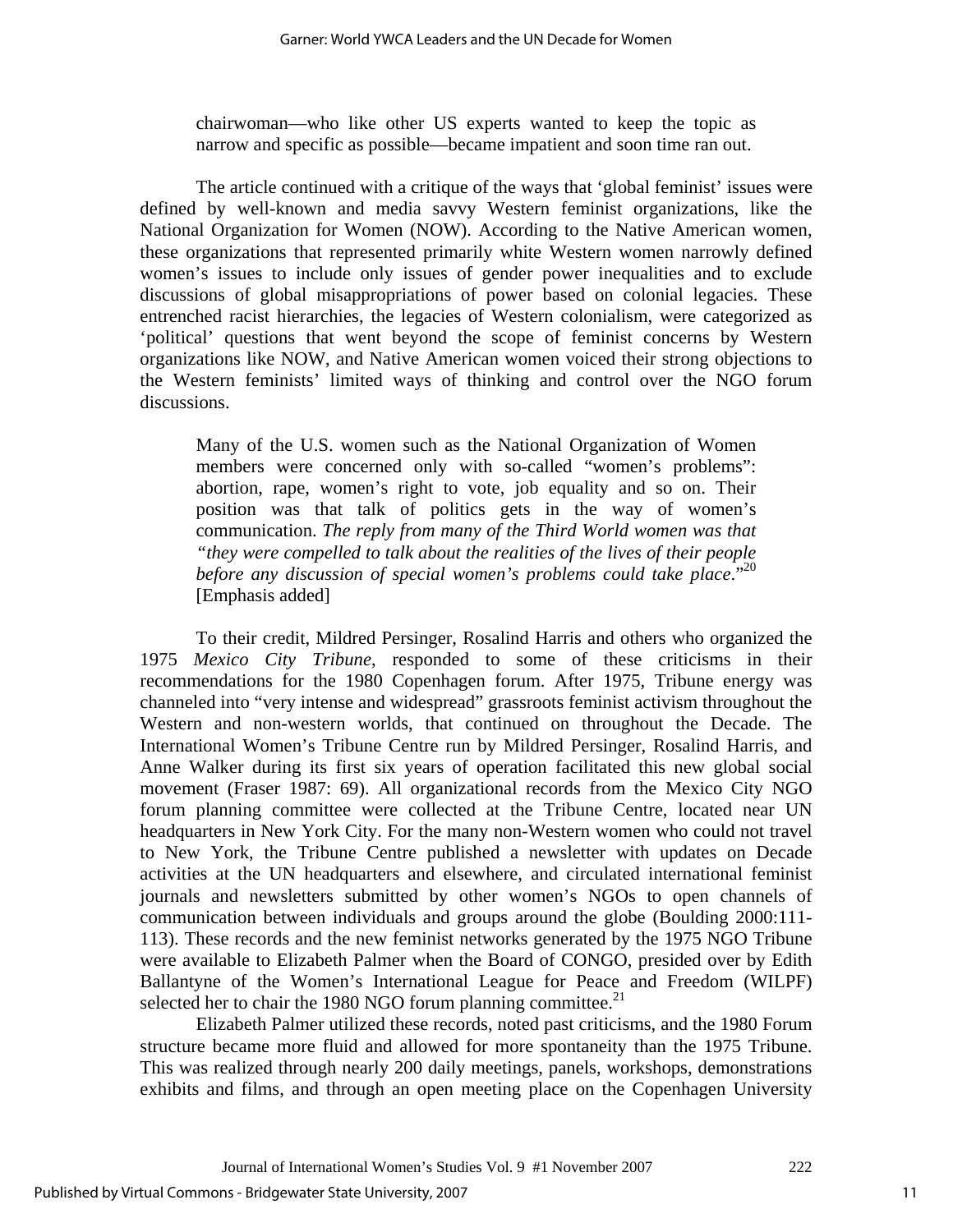> chairwoman—who like other US experts wanted to keep the topic as narrow and specific as possible—became impatient and soon time ran out.

The article continued with a critique of the ways that 'global feminist' issues were defined by well-known and media savvy Western feminist organizations, like the National Organization for Women (NOW). According to the Native American women, these organizations that represented primarily white Western women narrowly defined women's issues to include only issues of gender power inequalities and to exclude discussions of global misappropriations of power based on colonial legacies. These entrenched racist hierarchies, the legacies of Western colonialism, were categorized as 'political' questions that went beyond the scope of feminist concerns by Western organizations like NOW, and Native American women voiced their strong objections to the Western feminists' limited ways of thinking and control over the NGO forum discussions.

> Many of the U.S. women such as the National Organization of Women members were concerned only with so-called "women's problems": abortion, rape, women's right to vote, job equality and so on. Their position was that talk of politics gets in the way of women's communication. *The reply from many of the Third World women was that "they were compelled to talk about the realities of the lives of their people before any discussion of special women's problems could take place."*[20] [Emphasis added]

To their credit, Mildred Persinger, Rosalind Harris and others who organized the 1975 *Mexico City Tribune*, responded to some of these criticisms in their recommendations for the 1980 Copenhagen forum. After 1975, Tribune energy was channeled into "very intense and widespread" grassroots feminist activism throughout the Western and non-western worlds, that continued on throughout the Decade. The International Women's Tribune Centre run by Mildred Persinger, Rosalind Harris, and Anne Walker during its first six years of operation facilitated this new global social movement (Fraser 1987: 69). All organizational records from the Mexico City NGO forum planning committee were collected at the Tribune Centre, located near UN headquarters in New York City. For the many non-Western women who could not travel to New York, the Tribune Centre published a newsletter with updates on Decade activities at the UN headquarters and elsewhere, and circulated international feminist journals and newsletters submitted by other women's NGOs to open channels of communication between individuals and groups around the globe (Boulding 2000:111-113). These records and the new feminist networks generated by the 1975 NGO Tribune were available to Elizabeth Palmer when the Board of CONGO, presided over by Edith Ballantyne of the Women's International League for Peace and Freedom (WILPF) selected her to chair the 1980 NGO forum planning committee.[21]

Elizabeth Palmer utilized these records, noted past criticisms, and the 1980 Forum structure became more fluid and allowed for more spontaneity than the 1975 Tribune. This was realized through nearly 200 daily meetings, panels, workshops, demonstrations exhibits and films, and through an open meeting place on the Copenhagen University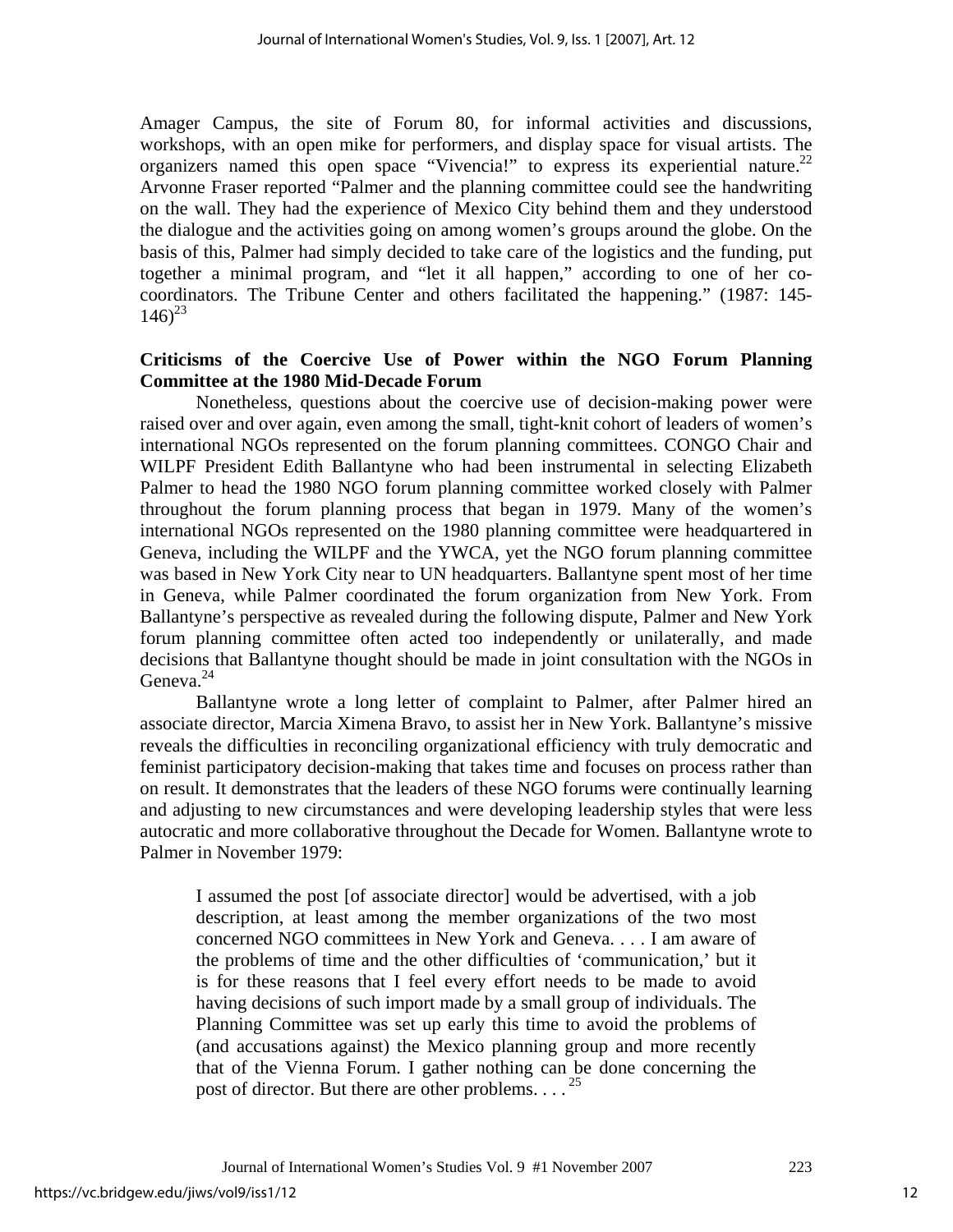Amager Campus, the site of Forum 80, for informal activities and discussions, workshops, with an open mike for performers, and display space for visual artists. The organizers named this open space "Vivencia!" to express its experiential nature.[22] Arvonne Fraser reported "Palmer and the planning committee could see the handwriting on the wall. They had the experience of Mexico City behind them and they understood the dialogue and the activities going on among women's groups around the globe. On the basis of this, Palmer had simply decided to take care of the logistics and the funding, put together a minimal program, and "let it all happen," according to one of her co-coordinators. The Tribune Center and others facilitated the happening." (1987: 145-146)[23]

### Criticisms of the Coercive Use of Power within the NGO Forum Planning Committee at the 1980 Mid-Decade Forum

Nonetheless, questions about the coercive use of decision-making power were raised over and over again, even among the small, tight-knit cohort of leaders of women's international NGOs represented on the forum planning committees. CONGO Chair and WILPF President Edith Ballantyne who had been instrumental in selecting Elizabeth Palmer to head the 1980 NGO forum planning committee worked closely with Palmer throughout the forum planning process that began in 1979. Many of the women's international NGOs represented on the 1980 planning committee were headquartered in Geneva, including the WILPF and the YWCA, yet the NGO forum planning committee was based in New York City near to UN headquarters. Ballantyne spent most of her time in Geneva, while Palmer coordinated the forum organization from New York. From Ballantyne's perspective as revealed during the following dispute, Palmer and New York forum planning committee often acted too independently or unilaterally, and made decisions that Ballantyne thought should be made in joint consultation with the NGOs in Geneva.[24]

Ballantyne wrote a long letter of complaint to Palmer, after Palmer hired an associate director, Marcia Ximena Bravo, to assist her in New York. Ballantyne's missive reveals the difficulties in reconciling organizational efficiency with truly democratic and feminist participatory decision-making that takes time and focuses on process rather than on result. It demonstrates that the leaders of these NGO forums were continually learning and adjusting to new circumstances and were developing leadership styles that were less autocratic and more collaborative throughout the Decade for Women. Ballantyne wrote to Palmer in November 1979:

> I assumed the post [of associate director] would be advertised, with a job description, at least among the member organizations of the two most concerned NGO committees in New York and Geneva. . . . I am aware of the problems of time and the other difficulties of 'communication,' but it is for these reasons that I feel every effort needs to be made to avoid having decisions of such import made by a small group of individuals. The Planning Committee was set up early this time to avoid the problems of (and accusations against) the Mexico planning group and more recently that of the Vienna Forum. I gather nothing can be done concerning the post of director. But there are other problems. . . .[25]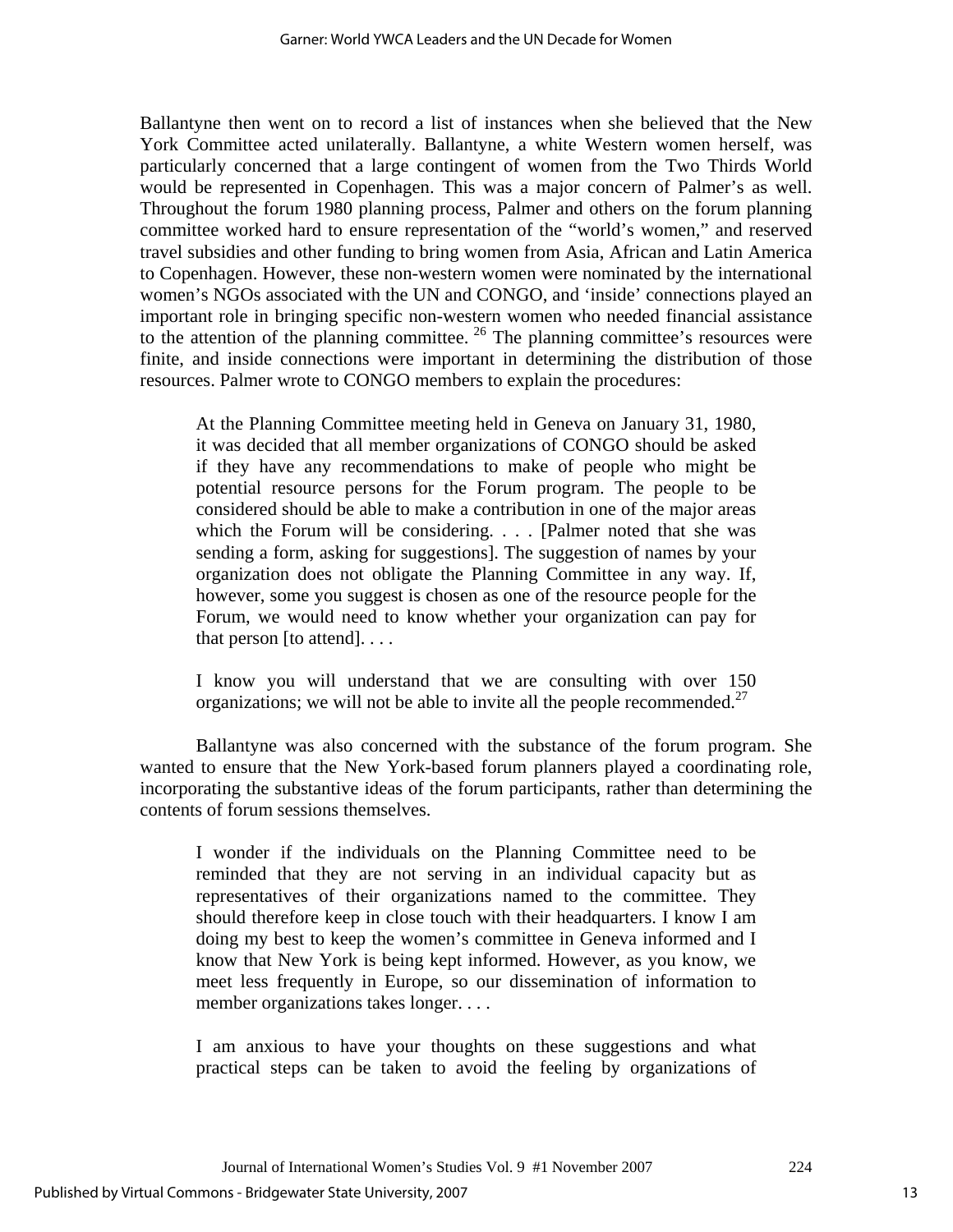Ballantyne then went on to record a list of instances when she believed that the New York Committee acted unilaterally. Ballantyne, a white Western women herself, was particularly concerned that a large contingent of women from the Two Thirds World would be represented in Copenhagen. This was a major concern of Palmer's as well. Throughout the forum 1980 planning process, Palmer and others on the forum planning committee worked hard to ensure representation of the "world's women," and reserved travel subsidies and other funding to bring women from Asia, African and Latin America to Copenhagen. However, these non-western women were nominated by the international women's NGOs associated with the UN and CONGO, and 'inside' connections played an important role in bringing specific non-western women who needed financial assistance to the attention of the planning committee. [26] The planning committee's resources were finite, and inside connections were important in determining the distribution of those resources. Palmer wrote to CONGO members to explain the procedures:

> At the Planning Committee meeting held in Geneva on January 31, 1980, it was decided that all member organizations of CONGO should be asked if they have any recommendations to make of people who might be potential resource persons for the Forum program. The people to be considered should be able to make a contribution in one of the major areas which the Forum will be considering. . . . [Palmer noted that she was sending a form, asking for suggestions]. The suggestion of names by your organization does not obligate the Planning Committee in any way. If, however, some you suggest is chosen as one of the resource people for the Forum, we would need to know whether your organization can pay for that person [to attend]. . . .
>
> I know you will understand that we are consulting with over 150 organizations; we will not be able to invite all the people recommended.[27]

Ballantyne was also concerned with the substance of the forum program. She wanted to ensure that the New York-based forum planners played a coordinating role, incorporating the substantive ideas of the forum participants, rather than determining the contents of forum sessions themselves.

> I wonder if the individuals on the Planning Committee need to be reminded that they are not serving in an individual capacity but as representatives of their organizations named to the committee. They should therefore keep in close touch with their headquarters. I know I am doing my best to keep the women's committee in Geneva informed and I know that New York is being kept informed. However, as you know, we meet less frequently in Europe, so our dissemination of information to member organizations takes longer. . . .
>
> I am anxious to have your thoughts on these suggestions and what practical steps can be taken to avoid the feeling by organizations of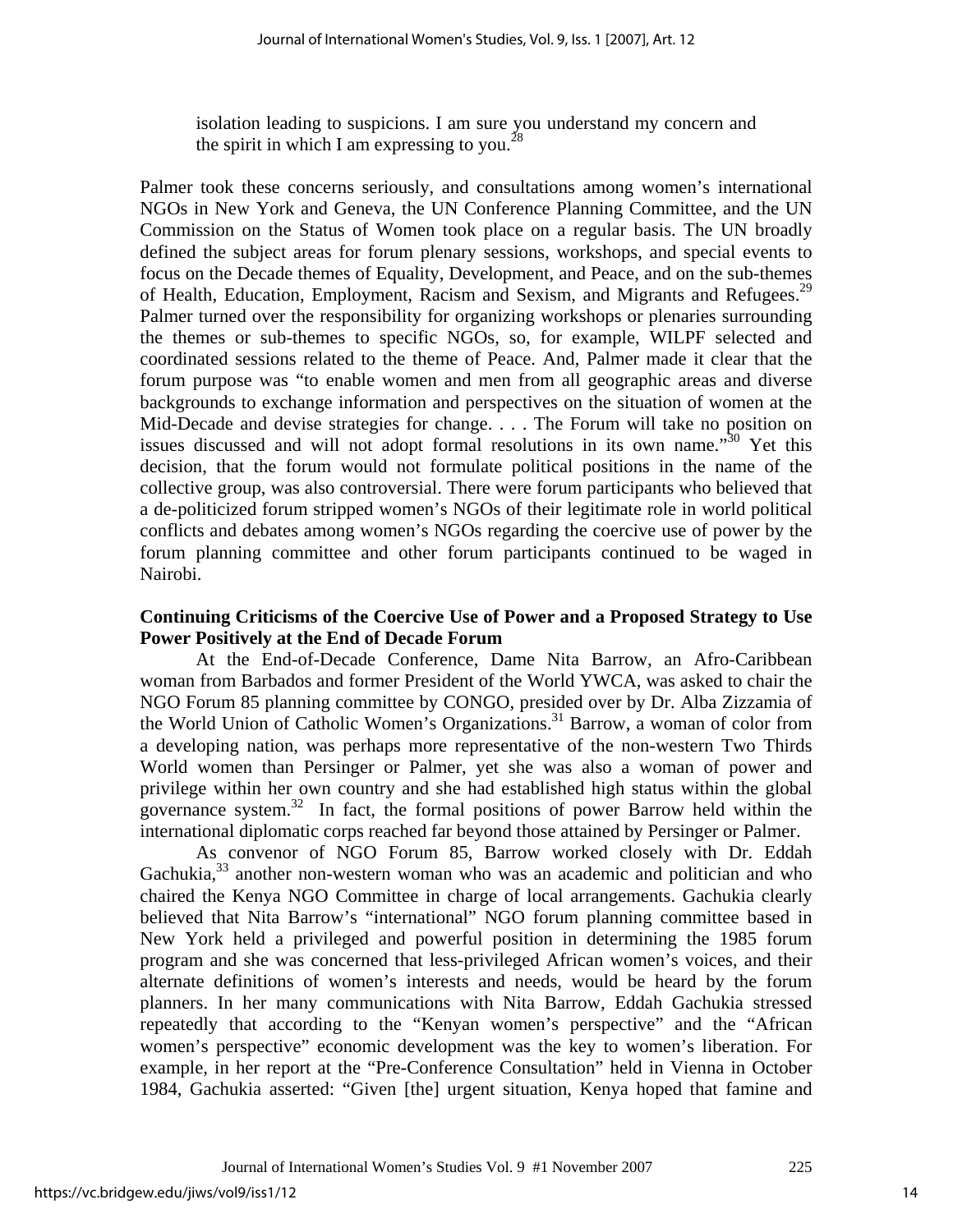isolation leading to suspicions. I am sure you understand my concern and the spirit in which I am expressing to you.[28]

Palmer took these concerns seriously, and consultations among women's international NGOs in New York and Geneva, the UN Conference Planning Committee, and the UN Commission on the Status of Women took place on a regular basis. The UN broadly defined the subject areas for forum plenary sessions, workshops, and special events to focus on the Decade themes of Equality, Development, and Peace, and on the sub-themes of Health, Education, Employment, Racism and Sexism, and Migrants and Refugees.[29] Palmer turned over the responsibility for organizing workshops or plenaries surrounding the themes or sub-themes to specific NGOs, so, for example, WILPF selected and coordinated sessions related to the theme of Peace. And, Palmer made it clear that the forum purpose was "to enable women and men from all geographic areas and diverse backgrounds to exchange information and perspectives on the situation of women at the Mid-Decade and devise strategies for change. . . . The Forum will take no position on issues discussed and will not adopt formal resolutions in its own name."[30] Yet this decision, that the forum would not formulate political positions in the name of the collective group, was also controversial. There were forum participants who believed that a de-politicized forum stripped women's NGOs of their legitimate role in world political conflicts and debates among women's NGOs regarding the coercive use of power by the forum planning committee and other forum participants continued to be waged in Nairobi.

**Continuing Criticisms of the Coercive Use of Power and a Proposed Strategy to Use Power Positively at the End of Decade Forum**

At the End-of-Decade Conference, Dame Nita Barrow, an Afro-Caribbean woman from Barbados and former President of the World YWCA, was asked to chair the NGO Forum 85 planning committee by CONGO, presided over by Dr. Alba Zizzamia of the World Union of Catholic Women's Organizations.[31] Barrow, a woman of color from a developing nation, was perhaps more representative of the non-western Two Thirds World women than Persinger or Palmer, yet she was also a woman of power and privilege within her own country and she had established high status within the global governance system.[32] In fact, the formal positions of power Barrow held within the international diplomatic corps reached far beyond those attained by Persinger or Palmer.

As convenor of NGO Forum 85, Barrow worked closely with Dr. Eddah Gachukia,[33] another non-western woman who was an academic and politician and who chaired the Kenya NGO Committee in charge of local arrangements. Gachukia clearly believed that Nita Barrow's "international" NGO forum planning committee based in New York held a privileged and powerful position in determining the 1985 forum program and she was concerned that less-privileged African women's voices, and their alternate definitions of women's interests and needs, would be heard by the forum planners. In her many communications with Nita Barrow, Eddah Gachukia stressed repeatedly that according to the "Kenyan women's perspective" and the "African women's perspective" economic development was the key to women's liberation. For example, in her report at the "Pre-Conference Consultation" held in Vienna in October 1984, Gachukia asserted: "Given [the] urgent situation, Kenya hoped that famine and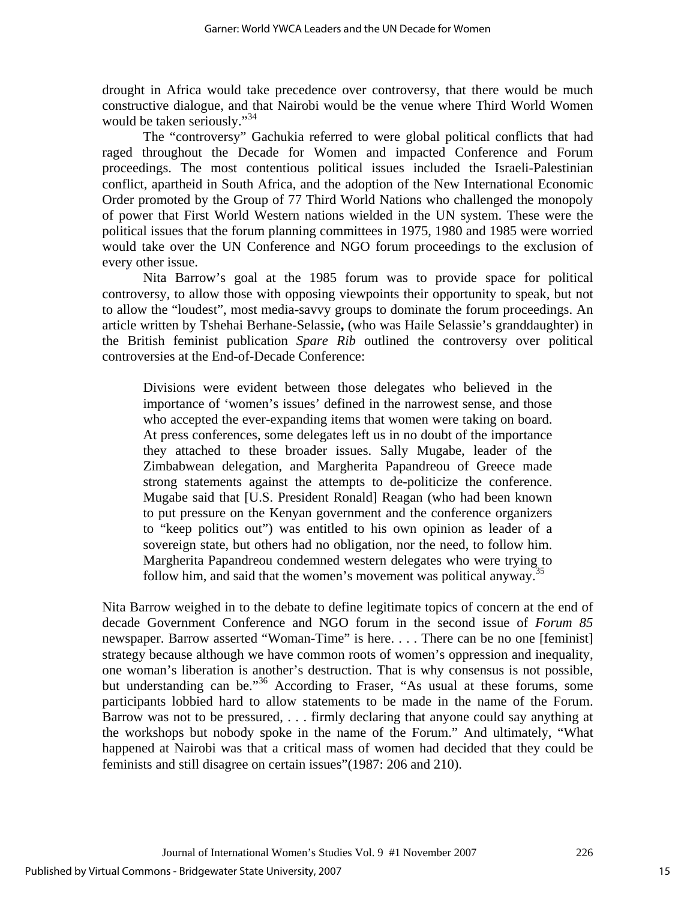drought in Africa would take precedence over controversy, that there would be much constructive dialogue, and that Nairobi would be the venue where Third World Women would be taken seriously."[34]

The "controversy" Gachukia referred to were global political conflicts that had raged throughout the Decade for Women and impacted Conference and Forum proceedings. The most contentious political issues included the Israeli-Palestinian conflict, apartheid in South Africa, and the adoption of the New International Economic Order promoted by the Group of 77 Third World Nations who challenged the monopoly of power that First World Western nations wielded in the UN system. These were the political issues that the forum planning committees in 1975, 1980 and 1985 were worried would take over the UN Conference and NGO forum proceedings to the exclusion of every other issue.

Nita Barrow's goal at the 1985 forum was to provide space for political controversy, to allow those with opposing viewpoints their opportunity to speak, but not to allow the "loudest", most media-savvy groups to dominate the forum proceedings. An article written by Tshehai Berhane-Selassie**,** (who was Haile Selassie's granddaughter) in the British feminist publication *Spare Rib* outlined the controversy over political controversies at the End-of-Decade Conference:

> Divisions were evident between those delegates who believed in the importance of 'women's issues' defined in the narrowest sense, and those who accepted the ever-expanding items that women were taking on board. At press conferences, some delegates left us in no doubt of the importance they attached to these broader issues. Sally Mugabe, leader of the Zimbabwean delegation, and Margherita Papandreou of Greece made strong statements against the attempts to de-politicize the conference. Mugabe said that [U.S. President Ronald] Reagan (who had been known to put pressure on the Kenyan government and the conference organizers to "keep politics out") was entitled to his own opinion as leader of a sovereign state, but others had no obligation, nor the need, to follow him. Margherita Papandreou condemned western delegates who were trying to follow him, and said that the women's movement was political anyway.[35]

Nita Barrow weighed in to the debate to define legitimate topics of concern at the end of decade Government Conference and NGO forum in the second issue of *Forum 85* newspaper. Barrow asserted "Woman-Time" is here. . . . There can be no one [feminist] strategy because although we have common roots of women's oppression and inequality, one woman's liberation is another's destruction. That is why consensus is not possible, but understanding can be."[36] According to Fraser, "As usual at these forums, some participants lobbied hard to allow statements to be made in the name of the Forum. Barrow was not to be pressured, . . . firmly declaring that anyone could say anything at the workshops but nobody spoke in the name of the Forum." And ultimately, "What happened at Nairobi was that a critical mass of women had decided that they could be feminists and still disagree on certain issues"(1987: 206 and 210).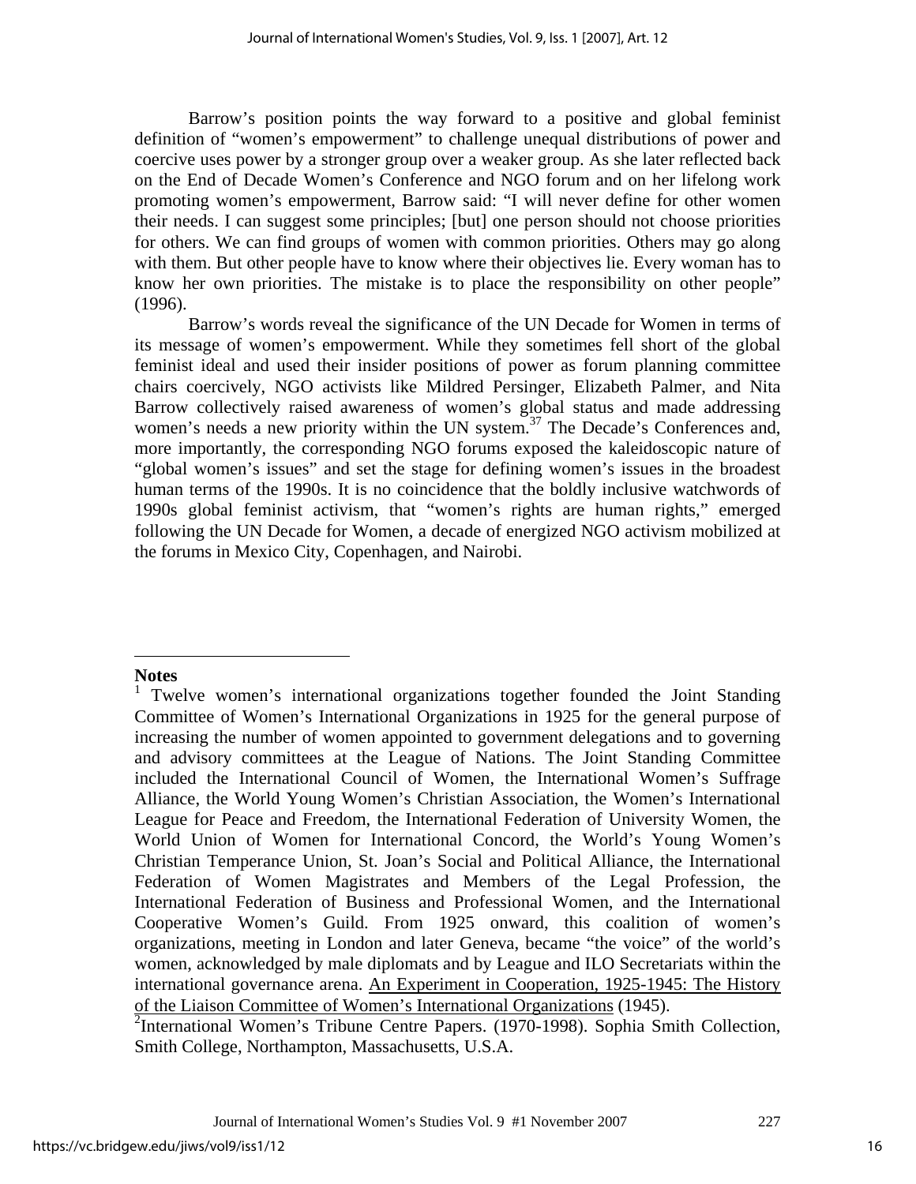Barrow's position points the way forward to a positive and global feminist definition of "women's empowerment" to challenge unequal distributions of power and coercive uses power by a stronger group over a weaker group. As she later reflected back on the End of Decade Women's Conference and NGO forum and on her lifelong work promoting women's empowerment, Barrow said: "I will never define for other women their needs. I can suggest some principles; [but] one person should not choose priorities for others. We can find groups of women with common priorities. Others may go along with them. But other people have to know where their objectives lie. Every woman has to know her own priorities. The mistake is to place the responsibility on other people" (1996).

Barrow's words reveal the significance of the UN Decade for Women in terms of its message of women's empowerment. While they sometimes fell short of the global feminist ideal and used their insider positions of power as forum planning committee chairs coercively, NGO activists like Mildred Persinger, Elizabeth Palmer, and Nita Barrow collectively raised awareness of women's global status and made addressing women's needs a new priority within the UN system.[37] The Decade's Conferences and, more importantly, the corresponding NGO forums exposed the kaleidoscopic nature of "global women's issues" and set the stage for defining women's issues in the broadest human terms of the 1990s. It is no coincidence that the boldly inclusive watchwords of 1990s global feminist activism, that "women's rights are human rights," emerged following the UN Decade for Women, a decade of energized NGO activism mobilized at the forums in Mexico City, Copenhagen, and Nairobi.

---

**Notes**

[1] Twelve women's international organizations together founded the Joint Standing Committee of Women's International Organizations in 1925 for the general purpose of increasing the number of women appointed to government delegations and to governing and advisory committees at the League of Nations. The Joint Standing Committee included the International Council of Women, the International Women's Suffrage Alliance, the World Young Women's Christian Association, the Women's International League for Peace and Freedom, the International Federation of University Women, the World Union of Women for International Concord, the World's Young Women's Christian Temperance Union, St. Joan's Social and Political Alliance, the International Federation of Women Magistrates and Members of the Legal Profession, the International Federation of Business and Professional Women, and the International Cooperative Women's Guild. From 1925 onward, this coalition of women's organizations, meeting in London and later Geneva, became "the voice" of the world's women, acknowledged by male diplomats and by League and ILO Secretariats within the international governance arena. An Experiment in Cooperation, 1925-1945: The History of the Liaison Committee of Women's International Organizations (1945).

[2] International Women's Tribune Centre Papers. (1970-1998). Sophia Smith Collection, Smith College, Northampton, Massachusetts, U.S.A.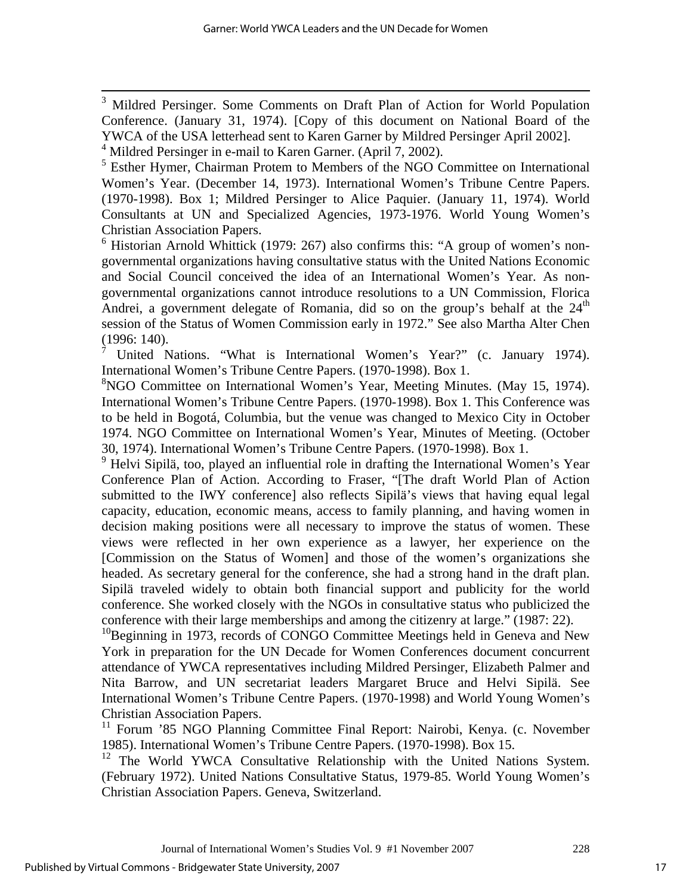[3] Mildred Persinger. Some Comments on Draft Plan of Action for World Population Conference. (January 31, 1974). [Copy of this document on National Board of the YWCA of the USA letterhead sent to Karen Garner by Mildred Persinger April 2002].

[4] Mildred Persinger in e-mail to Karen Garner. (April 7, 2002).

[5] Esther Hymer, Chairman Protem to Members of the NGO Committee on International Women's Year. (December 14, 1973). International Women's Tribune Centre Papers. (1970-1998). Box 1; Mildred Persinger to Alice Paquier. (January 11, 1974). World Consultants at UN and Specialized Agencies, 1973-1976. World Young Women's Christian Association Papers.

[6] Historian Arnold Whittick (1979: 267) also confirms this: "A group of women's non-governmental organizations having consultative status with the United Nations Economic and Social Council conceived the idea of an International Women's Year. As non-governmental organizations cannot introduce resolutions to a UN Commission, Florica Andrei, a government delegate of Romania, did so on the group's behalf at the 24th session of the Status of Women Commission early in 1972." See also Martha Alter Chen (1996: 140).

[7] United Nations. "What is International Women's Year?" (c. January 1974). International Women's Tribune Centre Papers. (1970-1998). Box 1.

[8] NGO Committee on International Women's Year, Meeting Minutes. (May 15, 1974). International Women's Tribune Centre Papers. (1970-1998). Box 1. This Conference was to be held in Bogotá, Columbia, but the venue was changed to Mexico City in October 1974. NGO Committee on International Women's Year, Minutes of Meeting. (October 30, 1974). International Women's Tribune Centre Papers. (1970-1998). Box 1.

[9] Helvi Sipilä, too, played an influential role in drafting the International Women's Year Conference Plan of Action. According to Fraser, "[The draft World Plan of Action submitted to the IWY conference] also reflects Sipilä's views that having equal legal capacity, education, economic means, access to family planning, and having women in decision making positions were all necessary to improve the status of women. These views were reflected in her own experience as a lawyer, her experience on the [Commission on the Status of Women] and those of the women's organizations she headed. As secretary general for the conference, she had a strong hand in the draft plan. Sipilä traveled widely to obtain both financial support and publicity for the world conference. She worked closely with the NGOs in consultative status who publicized the conference with their large memberships and among the citizenry at large." (1987: 22).

[10] Beginning in 1973, records of CONGO Committee Meetings held in Geneva and New York in preparation for the UN Decade for Women Conferences document concurrent attendance of YWCA representatives including Mildred Persinger, Elizabeth Palmer and Nita Barrow, and UN secretariat leaders Margaret Bruce and Helvi Sipilä. See International Women's Tribune Centre Papers. (1970-1998) and World Young Women's Christian Association Papers.

[11] Forum '85 NGO Planning Committee Final Report: Nairobi, Kenya. (c. November 1985). International Women's Tribune Centre Papers. (1970-1998). Box 15.

[12] The World YWCA Consultative Relationship with the United Nations System. (February 1972). United Nations Consultative Status, 1979-85. World Young Women's Christian Association Papers. Geneva, Switzerland.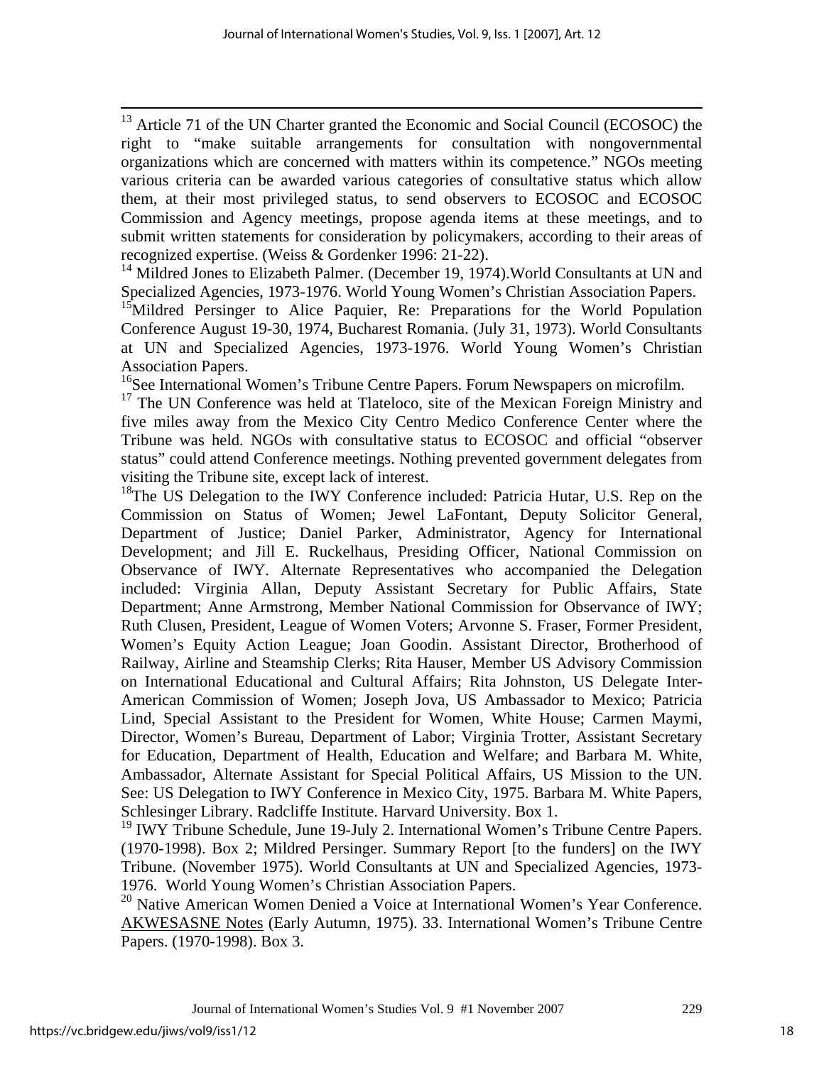[13] Article 71 of the UN Charter granted the Economic and Social Council (ECOSOC) the right to "make suitable arrangements for consultation with nongovernmental organizations which are concerned with matters within its competence." NGOs meeting various criteria can be awarded various categories of consultative status which allow them, at their most privileged status, to send observers to ECOSOC and ECOSOC Commission and Agency meetings, propose agenda items at these meetings, and to submit written statements for consideration by policymakers, according to their areas of recognized expertise. (Weiss & Gordenker 1996: 21-22).

[14] Mildred Jones to Elizabeth Palmer. (December 19, 1974).World Consultants at UN and Specialized Agencies, 1973-1976. World Young Women's Christian Association Papers.

[15] Mildred Persinger to Alice Paquier, Re: Preparations for the World Population Conference August 19-30, 1974, Bucharest Romania. (July 31, 1973). World Consultants at UN and Specialized Agencies, 1973-1976. World Young Women's Christian Association Papers.

[16] See International Women's Tribune Centre Papers. Forum Newspapers on microfilm.

[17] The UN Conference was held at Tlateloco, site of the Mexican Foreign Ministry and five miles away from the Mexico City Centro Medico Conference Center where the Tribune was held. NGOs with consultative status to ECOSOC and official "observer status" could attend Conference meetings. Nothing prevented government delegates from visiting the Tribune site, except lack of interest.

[18] The US Delegation to the IWY Conference included: Patricia Hutar, U.S. Rep on the Commission on Status of Women; Jewel LaFontant, Deputy Solicitor General, Department of Justice; Daniel Parker, Administrator, Agency for International Development; and Jill E. Ruckelhaus, Presiding Officer, National Commission on Observance of IWY. Alternate Representatives who accompanied the Delegation included: Virginia Allan, Deputy Assistant Secretary for Public Affairs, State Department; Anne Armstrong, Member National Commission for Observance of IWY; Ruth Clusen, President, League of Women Voters; Arvonne S. Fraser, Former President, Women's Equity Action League; Joan Goodin. Assistant Director, Brotherhood of Railway, Airline and Steamship Clerks; Rita Hauser, Member US Advisory Commission on International Educational and Cultural Affairs; Rita Johnston, US Delegate Inter-American Commission of Women; Joseph Jova, US Ambassador to Mexico; Patricia Lind, Special Assistant to the President for Women, White House; Carmen Maymi, Director, Women's Bureau, Department of Labor; Virginia Trotter, Assistant Secretary for Education, Department of Health, Education and Welfare; and Barbara M. White, Ambassador, Alternate Assistant for Special Political Affairs, US Mission to the UN. See: US Delegation to IWY Conference in Mexico City, 1975. Barbara M. White Papers, Schlesinger Library. Radcliffe Institute. Harvard University. Box 1.

[19] IWY Tribune Schedule, June 19-July 2. International Women's Tribune Centre Papers. (1970-1998). Box 2; Mildred Persinger. Summary Report [to the funders] on the IWY Tribune. (November 1975). World Consultants at UN and Specialized Agencies, 1973-1976. World Young Women's Christian Association Papers.

[20] Native American Women Denied a Voice at International Women's Year Conference. AKWESASNE Notes (Early Autumn, 1975). 33. International Women's Tribune Centre Papers. (1970-1998). Box 3.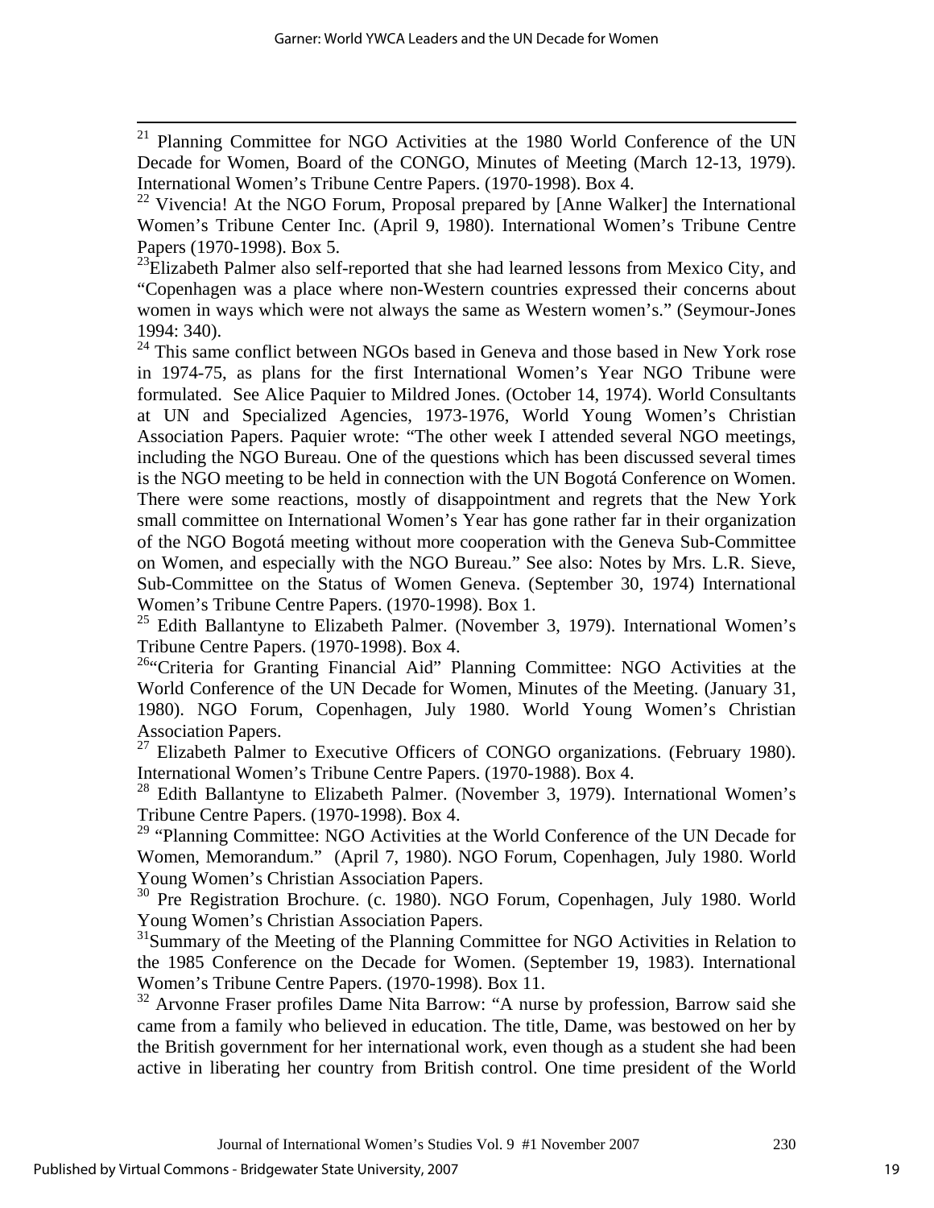[21] Planning Committee for NGO Activities at the 1980 World Conference of the UN Decade for Women, Board of the CONGO, Minutes of Meeting (March 12-13, 1979). International Women's Tribune Centre Papers. (1970-1998). Box 4.

[22] Vivencia! At the NGO Forum, Proposal prepared by [Anne Walker] the International Women's Tribune Center Inc. (April 9, 1980). International Women's Tribune Centre Papers (1970-1998). Box 5.

[23] Elizabeth Palmer also self-reported that she had learned lessons from Mexico City, and "Copenhagen was a place where non-Western countries expressed their concerns about women in ways which were not always the same as Western women's." (Seymour-Jones 1994: 340).

[24] This same conflict between NGOs based in Geneva and those based in New York rose in 1974-75, as plans for the first International Women's Year NGO Tribune were formulated. See Alice Paquier to Mildred Jones. (October 14, 1974). World Consultants at UN and Specialized Agencies, 1973-1976, World Young Women's Christian Association Papers. Paquier wrote: "The other week I attended several NGO meetings, including the NGO Bureau. One of the questions which has been discussed several times is the NGO meeting to be held in connection with the UN Bogotá Conference on Women. There were some reactions, mostly of disappointment and regrets that the New York small committee on International Women's Year has gone rather far in their organization of the NGO Bogotá meeting without more cooperation with the Geneva Sub-Committee on Women, and especially with the NGO Bureau." See also: Notes by Mrs. L.R. Sieve, Sub-Committee on the Status of Women Geneva. (September 30, 1974) International Women's Tribune Centre Papers. (1970-1998). Box 1.

[25] Edith Ballantyne to Elizabeth Palmer. (November 3, 1979). International Women's Tribune Centre Papers. (1970-1998). Box 4.

[26] "Criteria for Granting Financial Aid" Planning Committee: NGO Activities at the World Conference of the UN Decade for Women, Minutes of the Meeting. (January 31, 1980). NGO Forum, Copenhagen, July 1980. World Young Women's Christian Association Papers.

[27] Elizabeth Palmer to Executive Officers of CONGO organizations. (February 1980). International Women's Tribune Centre Papers. (1970-1988). Box 4.

[28] Edith Ballantyne to Elizabeth Palmer. (November 3, 1979). International Women's Tribune Centre Papers. (1970-1998). Box 4.

[29] "Planning Committee: NGO Activities at the World Conference of the UN Decade for Women, Memorandum." (April 7, 1980). NGO Forum, Copenhagen, July 1980. World Young Women's Christian Association Papers.

[30] Pre Registration Brochure. (c. 1980). NGO Forum, Copenhagen, July 1980. World Young Women's Christian Association Papers.

[31] Summary of the Meeting of the Planning Committee for NGO Activities in Relation to the 1985 Conference on the Decade for Women. (September 19, 1983). International Women's Tribune Centre Papers. (1970-1998). Box 11.

[32] Arvonne Fraser profiles Dame Nita Barrow: "A nurse by profession, Barrow said she came from a family who believed in education. The title, Dame, was bestowed on her by the British government for her international work, even though as a student she had been active in liberating her country from British control. One time president of the World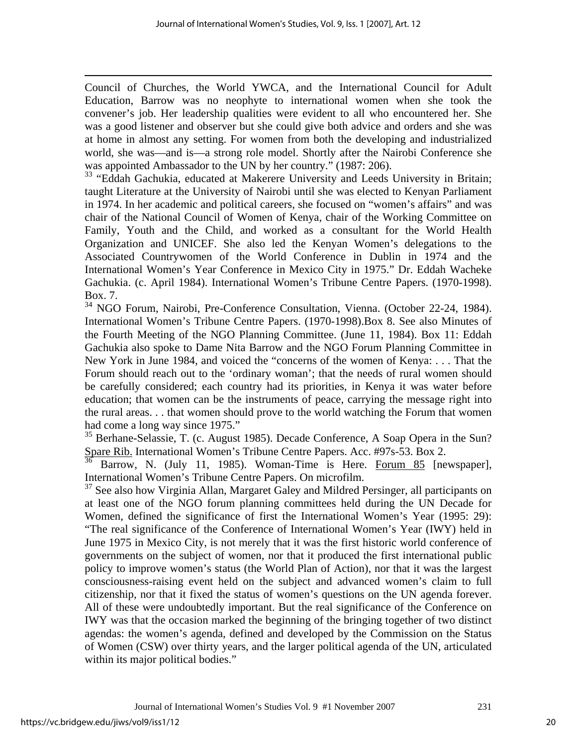Council of Churches, the World YWCA, and the International Council for Adult Education, Barrow was no neophyte to international women when she took the convener's job. Her leadership qualities were evident to all who encountered her. She was a good listener and observer but she could give both advice and orders and she was at home in almost any setting. For women from both the developing and industrialized world, she was—and is—a strong role model. Shortly after the Nairobi Conference she was appointed Ambassador to the UN by her country." (1987: 206).

[33] "Eddah Gachukia, educated at Makerere University and Leeds University in Britain; taught Literature at the University of Nairobi until she was elected to Kenyan Parliament in 1974. In her academic and political careers, she focused on "women's affairs" and was chair of the National Council of Women of Kenya, chair of the Working Committee on Family, Youth and the Child, and worked as a consultant for the World Health Organization and UNICEF. She also led the Kenyan Women's delegations to the Associated Countrywomen of the World Conference in Dublin in 1974 and the International Women's Year Conference in Mexico City in 1975." Dr. Eddah Wacheke Gachukia. (c. April 1984). International Women's Tribune Centre Papers. (1970-1998). Box. 7.

[34] NGO Forum, Nairobi, Pre-Conference Consultation, Vienna. (October 22-24, 1984). International Women's Tribune Centre Papers. (1970-1998).Box 8. See also Minutes of the Fourth Meeting of the NGO Planning Committee. (June 11, 1984). Box 11: Eddah Gachukia also spoke to Dame Nita Barrow and the NGO Forum Planning Committee in New York in June 1984, and voiced the "concerns of the women of Kenya: . . . That the Forum should reach out to the 'ordinary woman'; that the needs of rural women should be carefully considered; each country had its priorities, in Kenya it was water before education; that women can be the instruments of peace, carrying the message right into the rural areas. . . that women should prove to the world watching the Forum that women had come a long way since 1975."

[35] Berhane-Selassie, T. (c. August 1985). Decade Conference, A Soap Opera in the Sun? Spare Rib. International Women's Tribune Centre Papers. Acc. #97s-53. Box 2.

[36] Barrow, N. (July 11, 1985). Woman-Time is Here. Forum 85 [newspaper], International Women's Tribune Centre Papers. On microfilm.

[37] See also how Virginia Allan, Margaret Galey and Mildred Persinger, all participants on at least one of the NGO forum planning committees held during the UN Decade for Women, defined the significance of first the International Women's Year (1995: 29): "The real significance of the Conference of International Women's Year (IWY) held in June 1975 in Mexico City, is not merely that it was the first historic world conference of governments on the subject of women, nor that it produced the first international public policy to improve women's status (the World Plan of Action), nor that it was the largest consciousness-raising event held on the subject and advanced women's claim to full citizenship, nor that it fixed the status of women's questions on the UN agenda forever. All of these were undoubtedly important. But the real significance of the Conference on IWY was that the occasion marked the beginning of the bringing together of two distinct agendas: the women's agenda, defined and developed by the Commission on the Status of Women (CSW) over thirty years, and the larger political agenda of the UN, articulated within its major political bodies."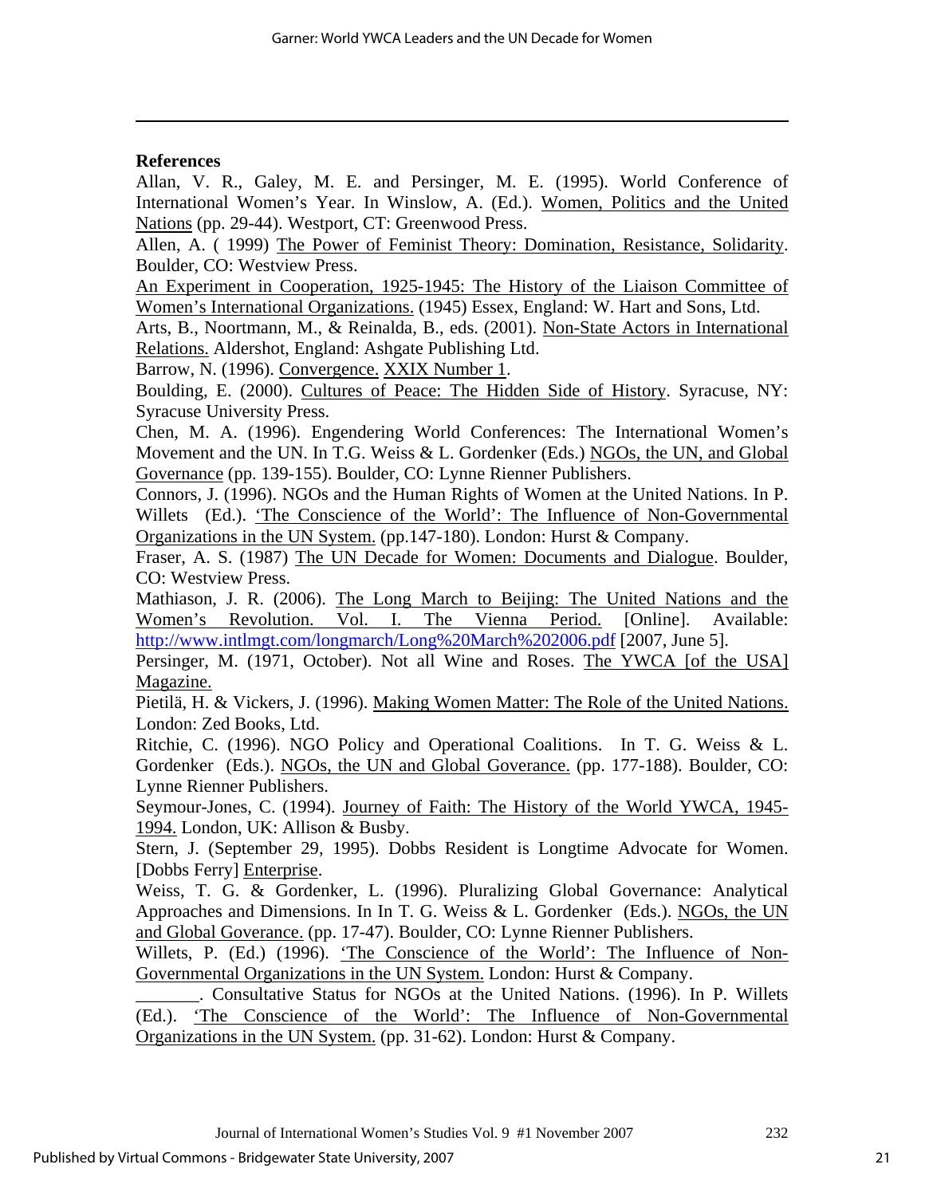## References

Allan, V. R., Galey, M. E. and Persinger, M. E. (1995). World Conference of International Women's Year. In Winslow, A. (Ed.). Women, Politics and the United Nations (pp. 29-44). Westport, CT: Greenwood Press.

Allen, A. ( 1999) The Power of Feminist Theory: Domination, Resistance, Solidarity. Boulder, CO: Westview Press.

An Experiment in Cooperation, 1925-1945: The History of the Liaison Committee of Women's International Organizations. (1945) Essex, England: W. Hart and Sons, Ltd.

Arts, B., Noortmann, M., & Reinalda, B., eds. (2001). Non-State Actors in International Relations. Aldershot, England: Ashgate Publishing Ltd.

Barrow, N. (1996). Convergence. XXIX Number 1.

Boulding, E. (2000). Cultures of Peace: The Hidden Side of History. Syracuse, NY: Syracuse University Press.

Chen, M. A. (1996). Engendering World Conferences: The International Women's Movement and the UN. In T.G. Weiss & L. Gordenker (Eds.) NGOs, the UN, and Global Governance (pp. 139-155). Boulder, CO: Lynne Rienner Publishers.

Connors, J. (1996). NGOs and the Human Rights of Women at the United Nations. In P. Willets (Ed.). 'The Conscience of the World': The Influence of Non-Governmental Organizations in the UN System. (pp.147-180). London: Hurst & Company.

Fraser, A. S. (1987) The UN Decade for Women: Documents and Dialogue. Boulder, CO: Westview Press.

Mathiason, J. R. (2006). The Long March to Beijing: The United Nations and the Women's Revolution. Vol. I. The Vienna Period. [Online]. Available: http://www.intlmgt.com/longmarch/Long%20March%202006.pdf [2007, June 5].

Persinger, M. (1971, October). Not all Wine and Roses. The YWCA [of the USA] Magazine.

Pietilä, H. & Vickers, J. (1996). Making Women Matter: The Role of the United Nations. London: Zed Books, Ltd.

Ritchie, C. (1996). NGO Policy and Operational Coalitions. In T. G. Weiss & L. Gordenker (Eds.). NGOs, the UN and Global Goverance. (pp. 177-188). Boulder, CO: Lynne Rienner Publishers.

Seymour-Jones, C. (1994). Journey of Faith: The History of the World YWCA, 1945-1994. London, UK: Allison & Busby.

Stern, J. (September 29, 1995). Dobbs Resident is Longtime Advocate for Women. [Dobbs Ferry] Enterprise.

Weiss, T. G. & Gordenker, L. (1996). Pluralizing Global Governance: Analytical Approaches and Dimensions. In In T. G. Weiss & L. Gordenker (Eds.). NGOs, the UN and Global Goverance. (pp. 17-47). Boulder, CO: Lynne Rienner Publishers.

Willets, P. (Ed.) (1996). 'The Conscience of the World': The Influence of Non-Governmental Organizations in the UN System. London: Hurst & Company.

_______. Consultative Status for NGOs at the United Nations. (1996). In P. Willets (Ed.). 'The Conscience of the World': The Influence of Non-Governmental Organizations in the UN System. (pp. 31-62). London: Hurst & Company.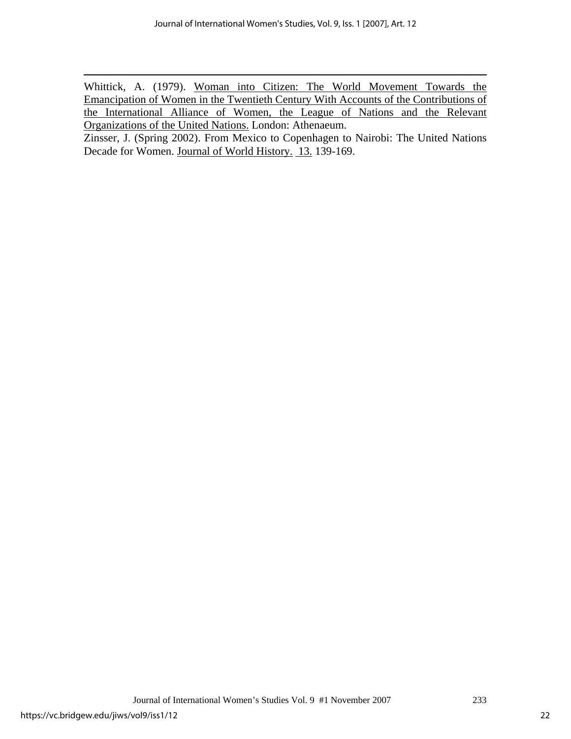Whittick, A. (1979). Woman into Citizen: The World Movement Towards the Emancipation of Women in the Twentieth Century With Accounts of the Contributions of the International Alliance of Women, the League of Nations and the Relevant Organizations of the United Nations. London: Athenaeum.

Zinsser, J. (Spring 2002). From Mexico to Copenhagen to Nairobi: The United Nations Decade for Women. Journal of World History. 13. 139-169.